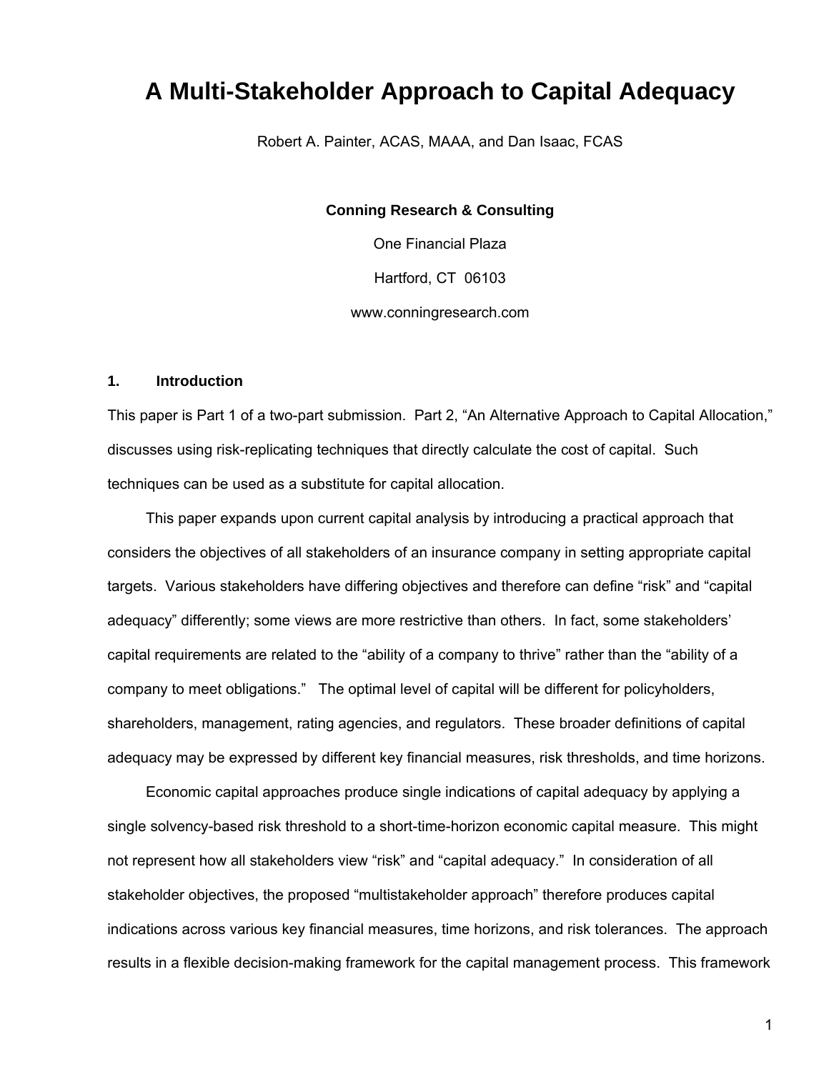# A Multi-Stakeholder Approach to Capital Adequacy

Robert A. Painter, ACAS, MAAA, and Dan Isaac, FCAS

**Conning Research & Consulting**

One Financial Plaza

Hartford, CT 06103

www.conningresearch.com

## 1. Introduction

This paper is Part 1 of a two-part submission. Part 2, "An Alternative Approach to Capital Allocation," discusses using risk-replicating techniques that directly calculate the cost of capital. Such techniques can be used as a substitute for capital allocation.

This paper expands upon current capital analysis by introducing a practical approach that considers the objectives of all stakeholders of an insurance company in setting appropriate capital targets. Various stakeholders have differing objectives and therefore can define "risk" and "capital adequacy" differently; some views are more restrictive than others. In fact, some stakeholders' capital requirements are related to the "ability of a company to thrive" rather than the "ability of a company to meet obligations." The optimal level of capital will be different for policyholders, shareholders, management, rating agencies, and regulators. These broader definitions of capital adequacy may be expressed by different key financial measures, risk thresholds, and time horizons.

Economic capital approaches produce single indications of capital adequacy by applying a single solvency-based risk threshold to a short-time-horizon economic capital measure. This might not represent how all stakeholders view "risk" and "capital adequacy." In consideration of all stakeholder objectives, the proposed "multistakeholder approach" therefore produces capital indications across various key financial measures, time horizons, and risk tolerances. The approach results in a flexible decision-making framework for the capital management process. This framework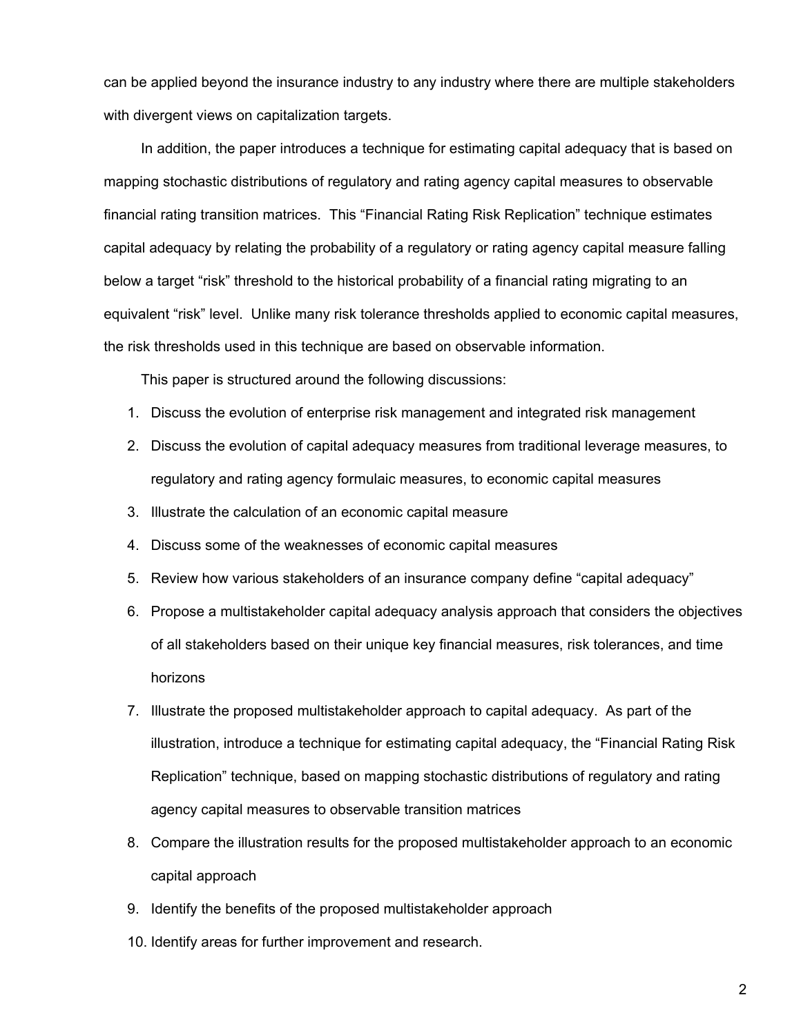can be applied beyond the insurance industry to any industry where there are multiple stakeholders with divergent views on capitalization targets.

In addition, the paper introduces a technique for estimating capital adequacy that is based on mapping stochastic distributions of regulatory and rating agency capital measures to observable financial rating transition matrices. This "Financial Rating Risk Replication" technique estimates capital adequacy by relating the probability of a regulatory or rating agency capital measure falling below a target "risk" threshold to the historical probability of a financial rating migrating to an equivalent "risk" level. Unlike many risk tolerance thresholds applied to economic capital measures, the risk thresholds used in this technique are based on observable information.

This paper is structured around the following discussions:

1. Discuss the evolution of enterprise risk management and integrated risk management
2. Discuss the evolution of capital adequacy measures from traditional leverage measures, to regulatory and rating agency formulaic measures, to economic capital measures
3. Illustrate the calculation of an economic capital measure
4. Discuss some of the weaknesses of economic capital measures
5. Review how various stakeholders of an insurance company define "capital adequacy"
6. Propose a multistakeholder capital adequacy analysis approach that considers the objectives of all stakeholders based on their unique key financial measures, risk tolerances, and time horizons
7. Illustrate the proposed multistakeholder approach to capital adequacy. As part of the illustration, introduce a technique for estimating capital adequacy, the "Financial Rating Risk Replication" technique, based on mapping stochastic distributions of regulatory and rating agency capital measures to observable transition matrices
8. Compare the illustration results for the proposed multistakeholder approach to an economic capital approach
9. Identify the benefits of the proposed multistakeholder approach
10. Identify areas for further improvement and research.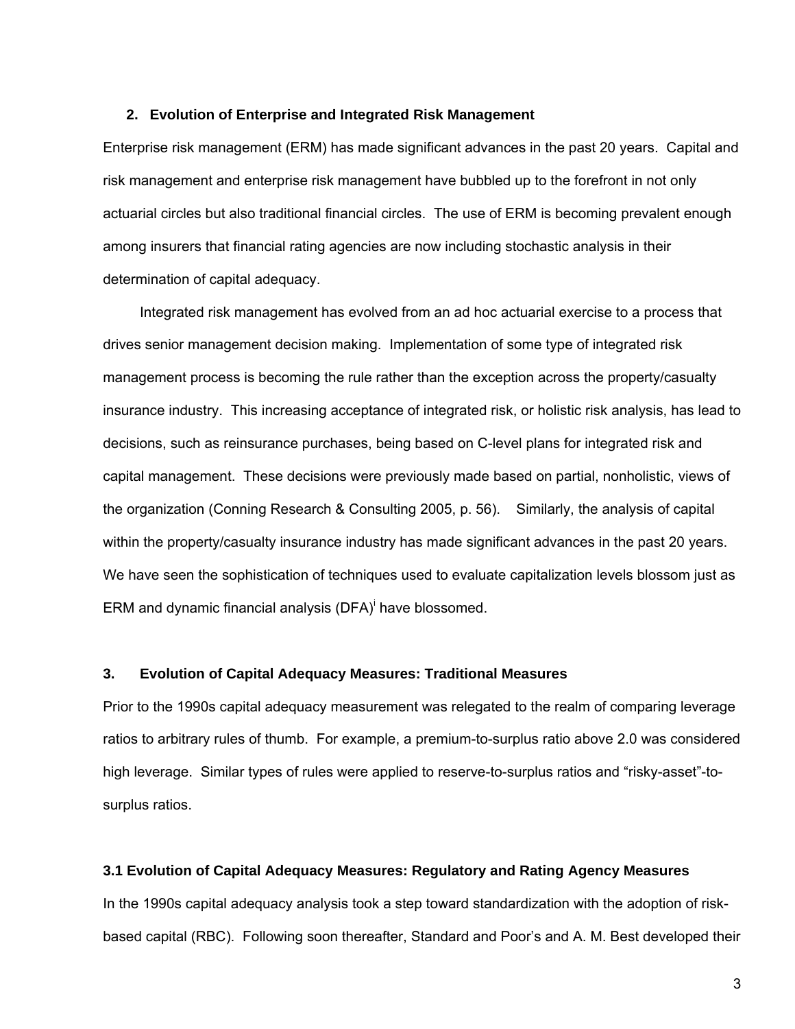## 2. Evolution of Enterprise and Integrated Risk Management

Enterprise risk management (ERM) has made significant advances in the past 20 years. Capital and risk management and enterprise risk management have bubbled up to the forefront in not only actuarial circles but also traditional financial circles. The use of ERM is becoming prevalent enough among insurers that financial rating agencies are now including stochastic analysis in their determination of capital adequacy.

Integrated risk management has evolved from an ad hoc actuarial exercise to a process that drives senior management decision making. Implementation of some type of integrated risk management process is becoming the rule rather than the exception across the property/casualty insurance industry. This increasing acceptance of integrated risk, or holistic risk analysis, has lead to decisions, such as reinsurance purchases, being based on C-level plans for integrated risk and capital management. These decisions were previously made based on partial, nonholistic, views of the organization (Conning Research & Consulting 2005, p. 56). Similarly, the analysis of capital within the property/casualty insurance industry has made significant advances in the past 20 years. We have seen the sophistication of techniques used to evaluate capitalization levels blossom just as ERM and dynamic financial analysis (DFA)[i] have blossomed.

## 3. Evolution of Capital Adequacy Measures: Traditional Measures

Prior to the 1990s capital adequacy measurement was relegated to the realm of comparing leverage ratios to arbitrary rules of thumb. For example, a premium-to-surplus ratio above 2.0 was considered high leverage. Similar types of rules were applied to reserve-to-surplus ratios and "risky-asset"-to-surplus ratios.

### 3.1 Evolution of Capital Adequacy Measures: Regulatory and Rating Agency Measures

In the 1990s capital adequacy analysis took a step toward standardization with the adoption of risk-based capital (RBC). Following soon thereafter, Standard and Poor's and A. M. Best developed their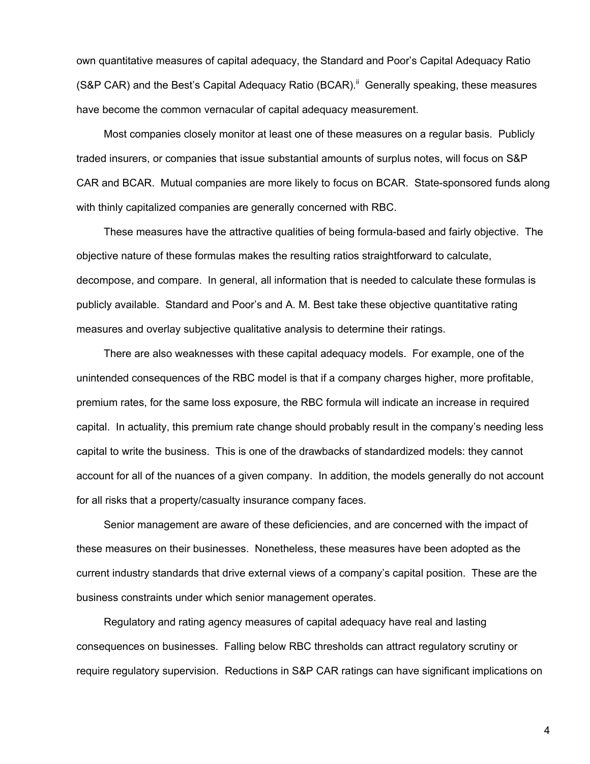own quantitative measures of capital adequacy, the Standard and Poor's Capital Adequacy Ratio (S&P CAR) and the Best's Capital Adequacy Ratio (BCAR).[ii] Generally speaking, these measures have become the common vernacular of capital adequacy measurement.

Most companies closely monitor at least one of these measures on a regular basis. Publicly traded insurers, or companies that issue substantial amounts of surplus notes, will focus on S&P CAR and BCAR. Mutual companies are more likely to focus on BCAR. State-sponsored funds along with thinly capitalized companies are generally concerned with RBC.

These measures have the attractive qualities of being formula-based and fairly objective. The objective nature of these formulas makes the resulting ratios straightforward to calculate, decompose, and compare. In general, all information that is needed to calculate these formulas is publicly available. Standard and Poor's and A. M. Best take these objective quantitative rating measures and overlay subjective qualitative analysis to determine their ratings.

There are also weaknesses with these capital adequacy models. For example, one of the unintended consequences of the RBC model is that if a company charges higher, more profitable, premium rates, for the same loss exposure, the RBC formula will indicate an increase in required capital. In actuality, this premium rate change should probably result in the company's needing less capital to write the business. This is one of the drawbacks of standardized models: they cannot account for all of the nuances of a given company. In addition, the models generally do not account for all risks that a property/casualty insurance company faces.

Senior management are aware of these deficiencies, and are concerned with the impact of these measures on their businesses. Nonetheless, these measures have been adopted as the current industry standards that drive external views of a company's capital position. These are the business constraints under which senior management operates.

Regulatory and rating agency measures of capital adequacy have real and lasting consequences on businesses. Falling below RBC thresholds can attract regulatory scrutiny or require regulatory supervision. Reductions in S&P CAR ratings can have significant implications on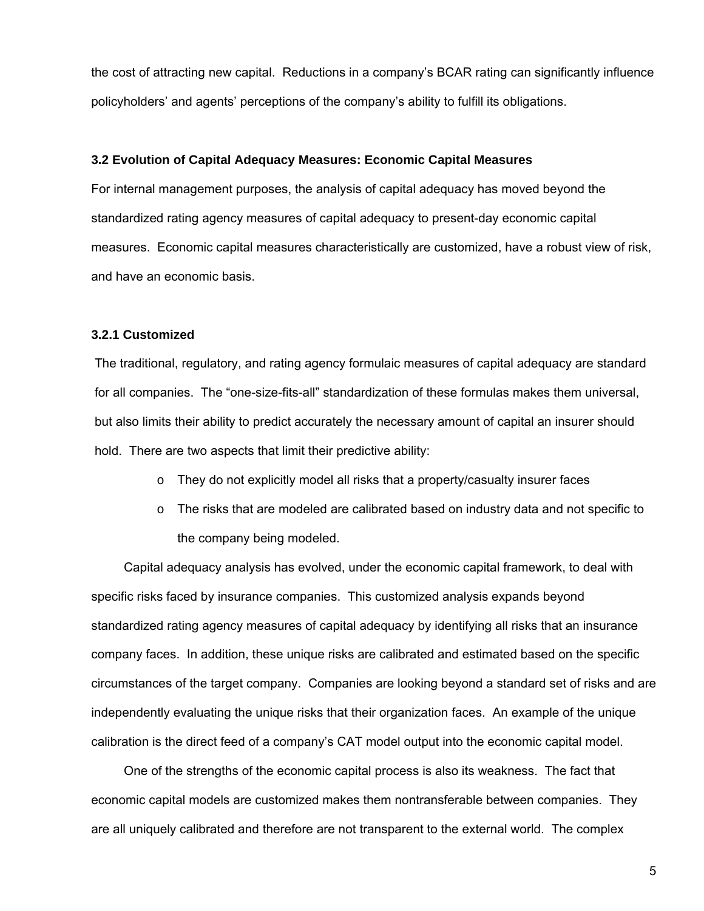the cost of attracting new capital. Reductions in a company's BCAR rating can significantly influence policyholders' and agents' perceptions of the company's ability to fulfill its obligations.

### 3.2 Evolution of Capital Adequacy Measures: Economic Capital Measures

For internal management purposes, the analysis of capital adequacy has moved beyond the standardized rating agency measures of capital adequacy to present-day economic capital measures. Economic capital measures characteristically are customized, have a robust view of risk, and have an economic basis.

#### 3.2.1 Customized

The traditional, regulatory, and rating agency formulaic measures of capital adequacy are standard for all companies. The "one-size-fits-all" standardization of these formulas makes them universal, but also limits their ability to predict accurately the necessary amount of capital an insurer should hold. There are two aspects that limit their predictive ability:

- They do not explicitly model all risks that a property/casualty insurer faces
- The risks that are modeled are calibrated based on industry data and not specific to the company being modeled.

Capital adequacy analysis has evolved, under the economic capital framework, to deal with specific risks faced by insurance companies. This customized analysis expands beyond standardized rating agency measures of capital adequacy by identifying all risks that an insurance company faces. In addition, these unique risks are calibrated and estimated based on the specific circumstances of the target company. Companies are looking beyond a standard set of risks and are independently evaluating the unique risks that their organization faces. An example of the unique calibration is the direct feed of a company's CAT model output into the economic capital model.

One of the strengths of the economic capital process is also its weakness. The fact that economic capital models are customized makes them nontransferable between companies. They are all uniquely calibrated and therefore are not transparent to the external world. The complex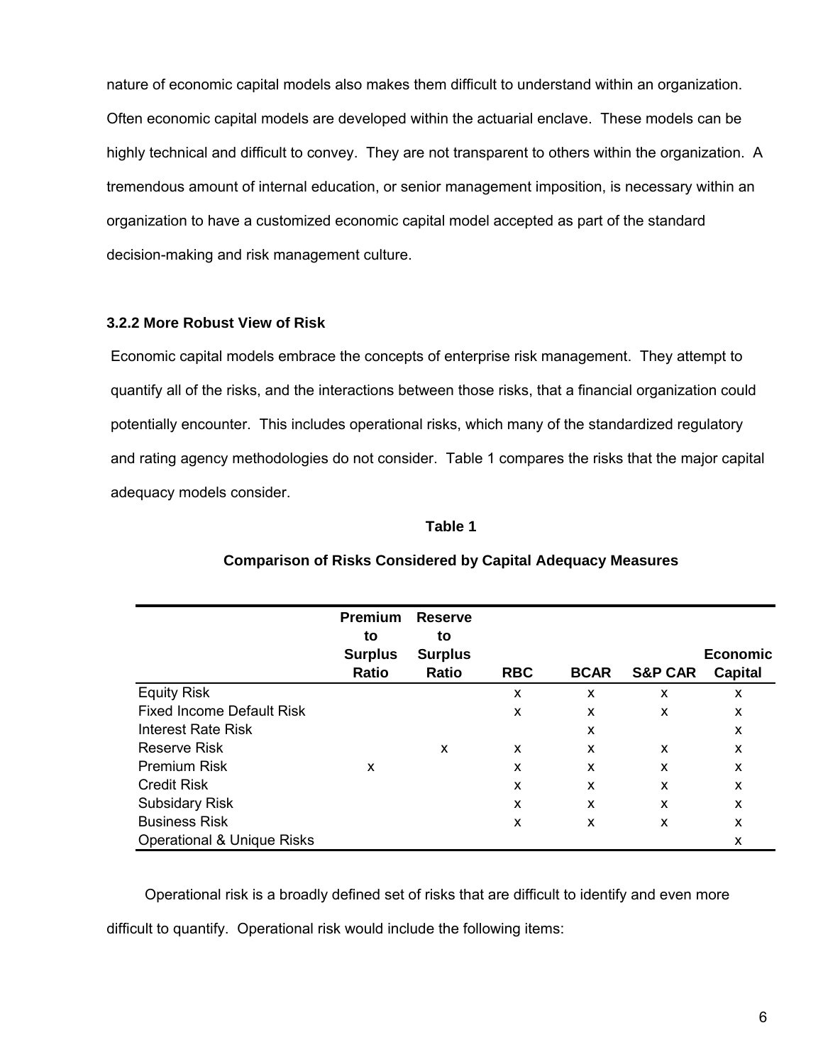nature of economic capital models also makes them difficult to understand within an organization. Often economic capital models are developed within the actuarial enclave. These models can be highly technical and difficult to convey. They are not transparent to others within the organization. A tremendous amount of internal education, or senior management imposition, is necessary within an organization to have a customized economic capital model accepted as part of the standard decision-making and risk management culture.

### 3.2.2 More Robust View of Risk

Economic capital models embrace the concepts of enterprise risk management. They attempt to quantify all of the risks, and the interactions between those risks, that a financial organization could potentially encounter. This includes operational risks, which many of the standardized regulatory and rating agency methodologies do not consider. Table 1 compares the risks that the major capital adequacy models consider.

**Table 1**

**Comparison of Risks Considered by Capital Adequacy Measures**

| | Premium to Surplus Ratio | Reserve to Surplus Ratio | RBC | BCAR | S&P CAR | Economic Capital |
|---|---|---|---|---|---|---|
| Equity Risk | | | x | x | x | x |
| Fixed Income Default Risk | | | x | x | x | x |
| Interest Rate Risk | | | | x | | x |
| Reserve Risk | | x | x | x | x | x |
| Premium Risk | x | | x | x | x | x |
| Credit Risk | | | x | x | x | x |
| Subsidary Risk | | | x | x | x | x |
| Business Risk | | | x | x | x | x |
| Operational & Unique Risks | | | | | | x |

Operational risk is a broadly defined set of risks that are difficult to identify and even more difficult to quantify. Operational risk would include the following items: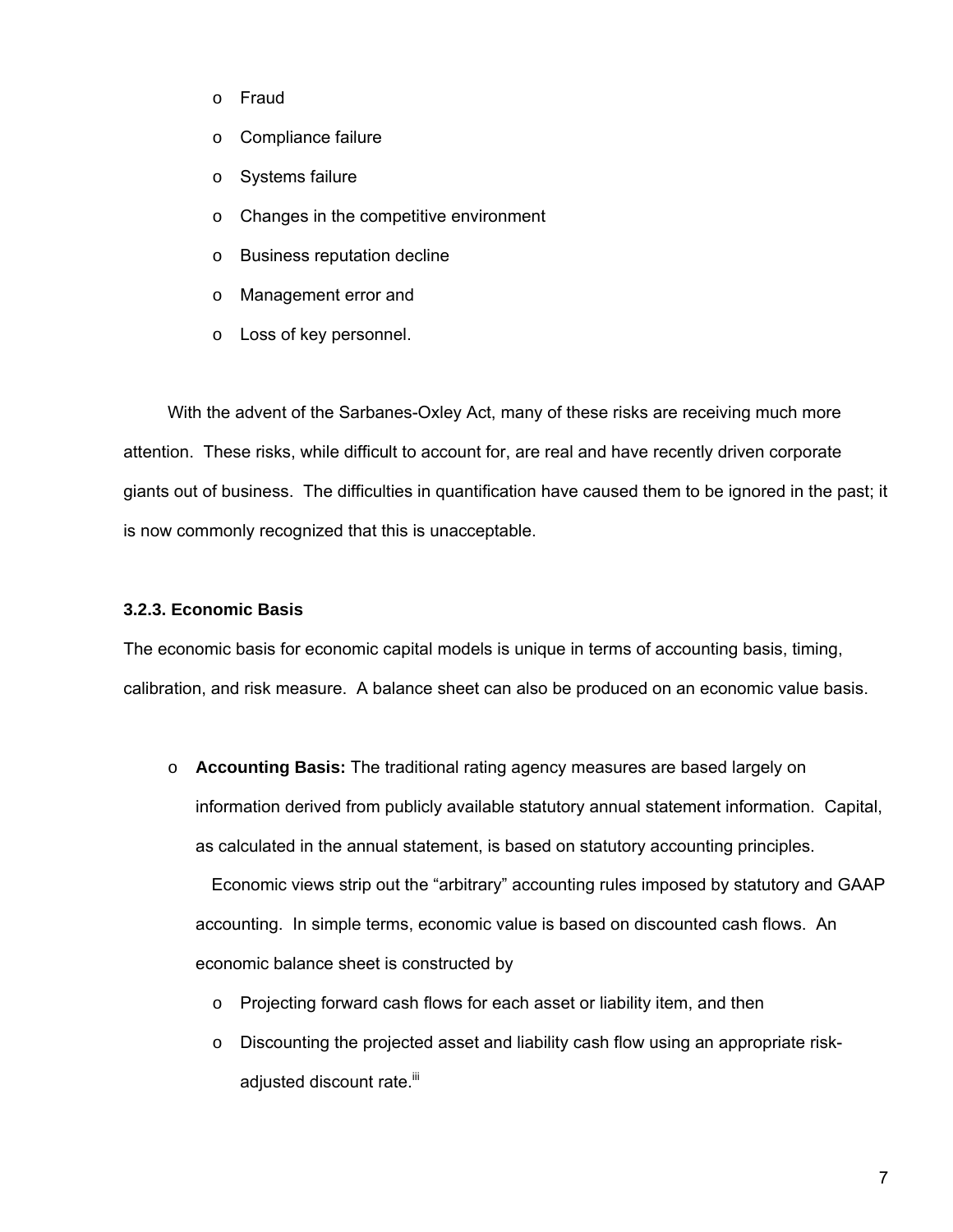- Fraud
- Compliance failure
- Systems failure
- Changes in the competitive environment
- Business reputation decline
- Management error and
- Loss of key personnel.

With the advent of the Sarbanes-Oxley Act, many of these risks are receiving much more attention. These risks, while difficult to account for, are real and have recently driven corporate giants out of business. The difficulties in quantification have caused them to be ignored in the past; it is now commonly recognized that this is unacceptable.

#### 3.2.3. Economic Basis

The economic basis for economic capital models is unique in terms of accounting basis, timing, calibration, and risk measure. A balance sheet can also be produced on an economic value basis.

- **Accounting Basis:** The traditional rating agency measures are based largely on information derived from publicly available statutory annual statement information. Capital, as calculated in the annual statement, is based on statutory accounting principles.

  Economic views strip out the "arbitrary" accounting rules imposed by statutory and GAAP accounting. In simple terms, economic value is based on discounted cash flows. An economic balance sheet is constructed by

  - Projecting forward cash flows for each asset or liability item, and then
  - Discounting the projected asset and liability cash flow using an appropriate risk-adjusted discount rate.[iii]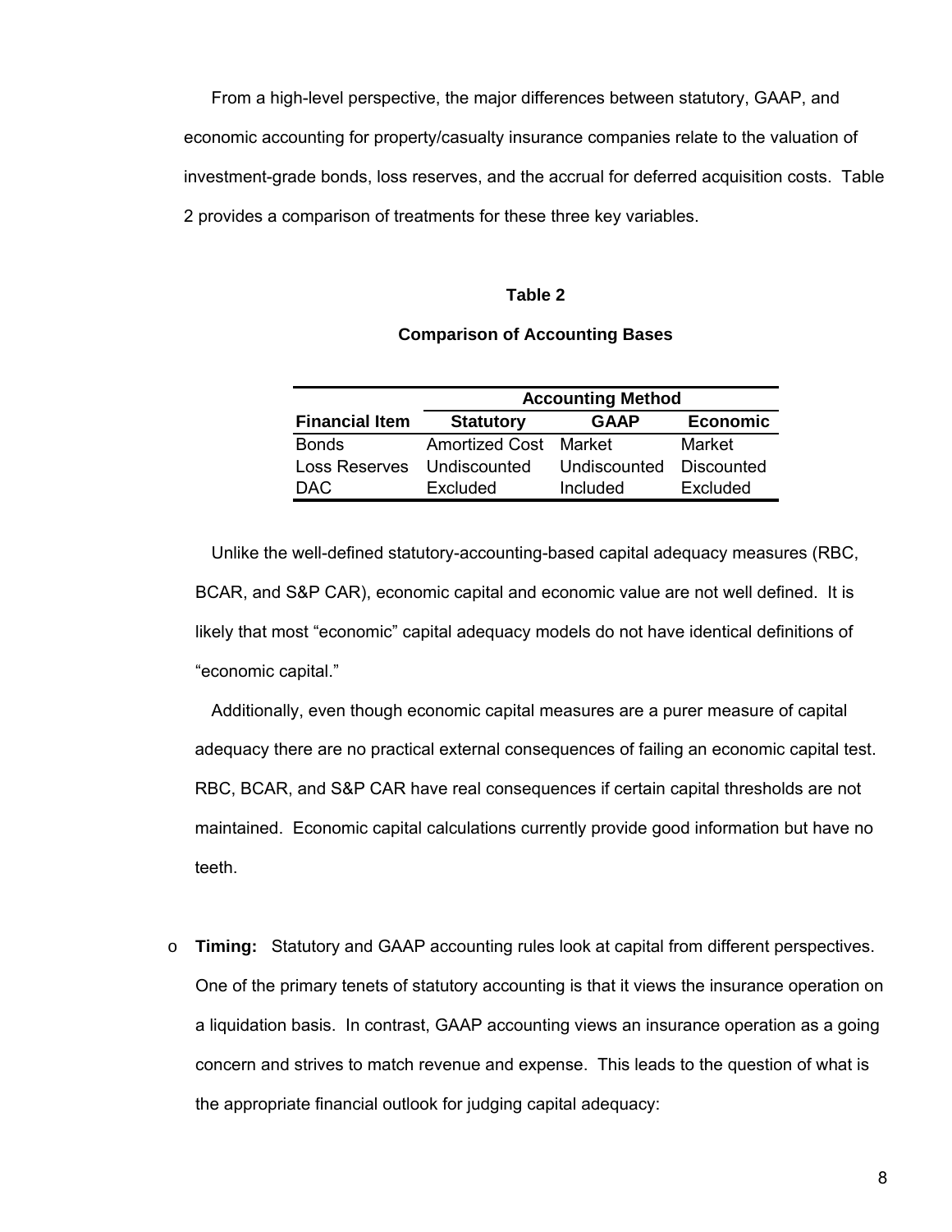From a high-level perspective, the major differences between statutory, GAAP, and economic accounting for property/casualty insurance companies relate to the valuation of investment-grade bonds, loss reserves, and the accrual for deferred acquisition costs. Table 2 provides a comparison of treatments for these three key variables.

**Table 2**

**Comparison of Accounting Bases**

| | **Accounting Method** | | |
|---|---|---|---|
| **Financial Item** | **Statutory** | **GAAP** | **Economic** |
| Bonds | Amortized Cost | Market | Market |
| Loss Reserves | Undiscounted | Undiscounted | Discounted |
| DAC | Excluded | Included | Excluded |

Unlike the well-defined statutory-accounting-based capital adequacy measures (RBC, BCAR, and S&P CAR), economic capital and economic value are not well defined. It is likely that most "economic" capital adequacy models do not have identical definitions of "economic capital."

Additionally, even though economic capital measures are a purer measure of capital adequacy there are no practical external consequences of failing an economic capital test. RBC, BCAR, and S&P CAR have real consequences if certain capital thresholds are not maintained. Economic capital calculations currently provide good information but have no teeth.

- **Timing:** Statutory and GAAP accounting rules look at capital from different perspectives. One of the primary tenets of statutory accounting is that it views the insurance operation on a liquidation basis. In contrast, GAAP accounting views an insurance operation as a going concern and strives to match revenue and expense. This leads to the question of what is the appropriate financial outlook for judging capital adequacy: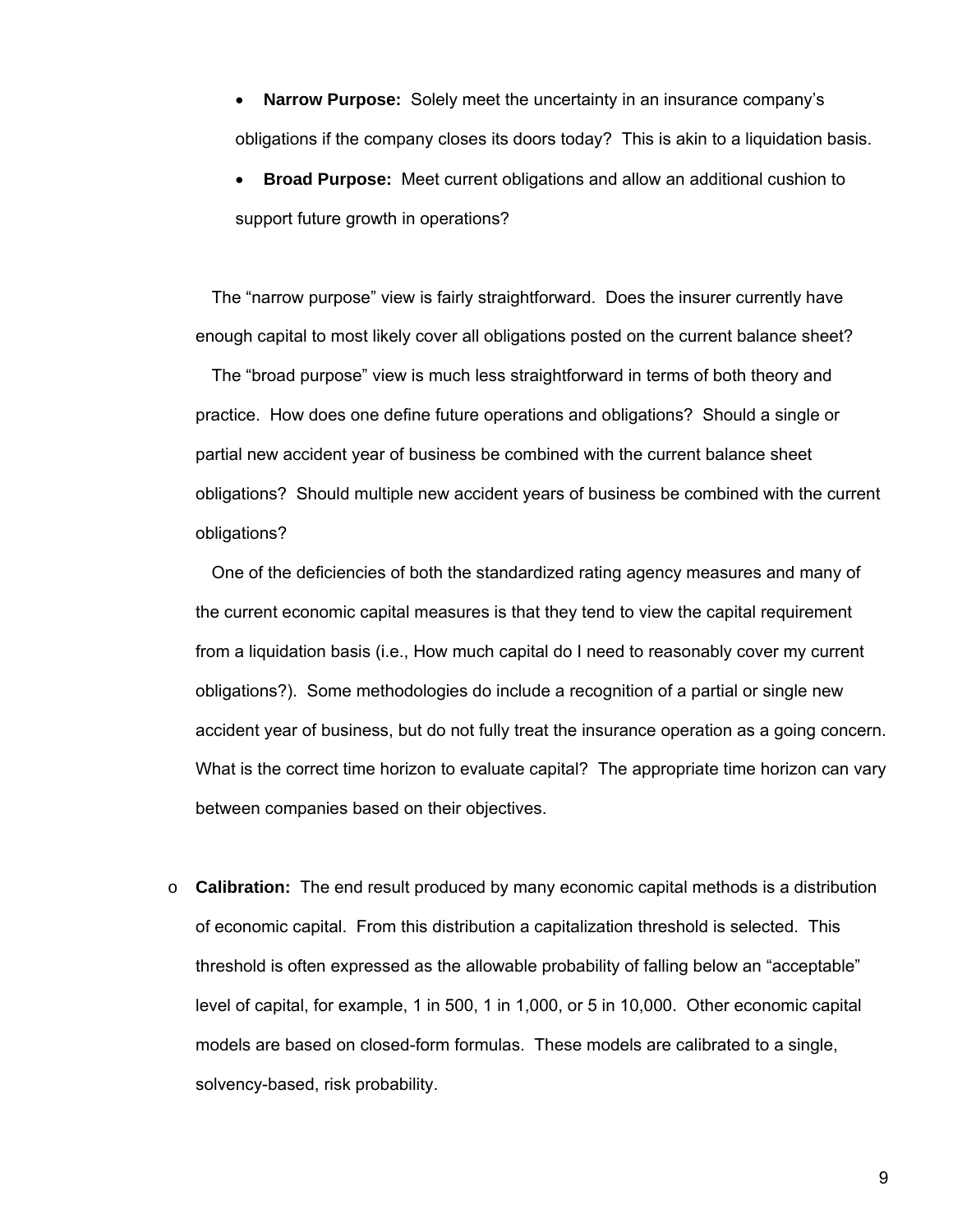- **Narrow Purpose:** Solely meet the uncertainty in an insurance company's obligations if the company closes its doors today? This is akin to a liquidation basis.
- **Broad Purpose:** Meet current obligations and allow an additional cushion to support future growth in operations?

The "narrow purpose" view is fairly straightforward. Does the insurer currently have enough capital to most likely cover all obligations posted on the current balance sheet?

The "broad purpose" view is much less straightforward in terms of both theory and practice. How does one define future operations and obligations? Should a single or partial new accident year of business be combined with the current balance sheet obligations? Should multiple new accident years of business be combined with the current obligations?

One of the deficiencies of both the standardized rating agency measures and many of the current economic capital measures is that they tend to view the capital requirement from a liquidation basis (i.e., How much capital do I need to reasonably cover my current obligations?). Some methodologies do include a recognition of a partial or single new accident year of business, but do not fully treat the insurance operation as a going concern. What is the correct time horizon to evaluate capital? The appropriate time horizon can vary between companies based on their objectives.

- **Calibration:** The end result produced by many economic capital methods is a distribution of economic capital. From this distribution a capitalization threshold is selected. This threshold is often expressed as the allowable probability of falling below an "acceptable" level of capital, for example, 1 in 500, 1 in 1,000, or 5 in 10,000. Other economic capital models are based on closed-form formulas. These models are calibrated to a single, solvency-based, risk probability.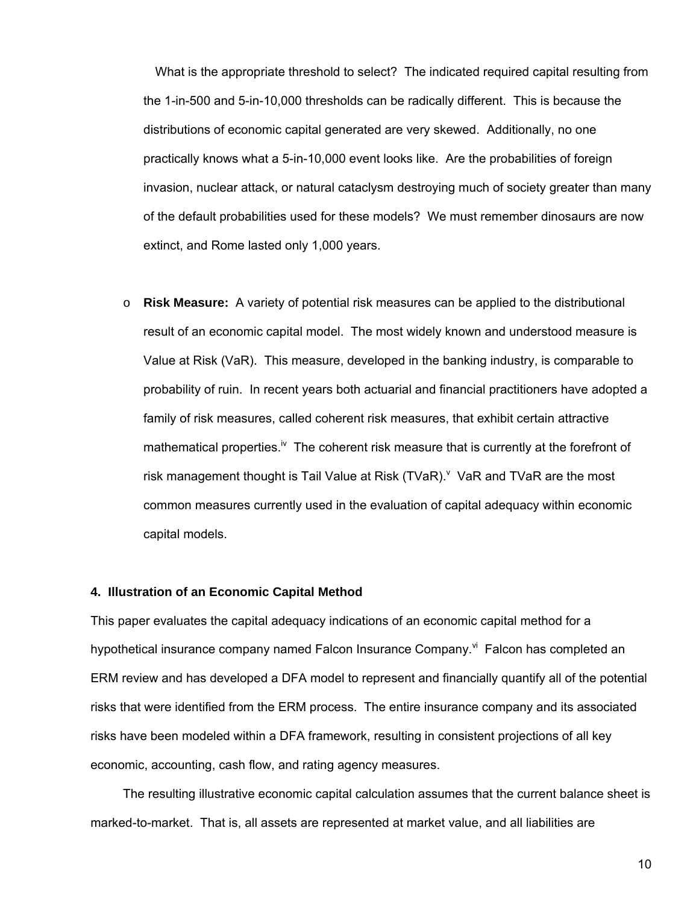What is the appropriate threshold to select? The indicated required capital resulting from the 1-in-500 and 5-in-10,000 thresholds can be radically different. This is because the distributions of economic capital generated are very skewed. Additionally, no one practically knows what a 5-in-10,000 event looks like. Are the probabilities of foreign invasion, nuclear attack, or natural cataclysm destroying much of society greater than many of the default probabilities used for these models? We must remember dinosaurs are now extinct, and Rome lasted only 1,000 years.

- **Risk Measure:** A variety of potential risk measures can be applied to the distributional result of an economic capital model. The most widely known and understood measure is Value at Risk (VaR). This measure, developed in the banking industry, is comparable to probability of ruin. In recent years both actuarial and financial practitioners have adopted a family of risk measures, called coherent risk measures, that exhibit certain attractive mathematical properties.[iv] The coherent risk measure that is currently at the forefront of risk management thought is Tail Value at Risk (TVaR).[v] VaR and TVaR are the most common measures currently used in the evaluation of capital adequacy within economic capital models.

### 4. Illustration of an Economic Capital Method

This paper evaluates the capital adequacy indications of an economic capital method for a hypothetical insurance company named Falcon Insurance Company.[vi] Falcon has completed an ERM review and has developed a DFA model to represent and financially quantify all of the potential risks that were identified from the ERM process. The entire insurance company and its associated risks have been modeled within a DFA framework, resulting in consistent projections of all key economic, accounting, cash flow, and rating agency measures.

The resulting illustrative economic capital calculation assumes that the current balance sheet is marked-to-market. That is, all assets are represented at market value, and all liabilities are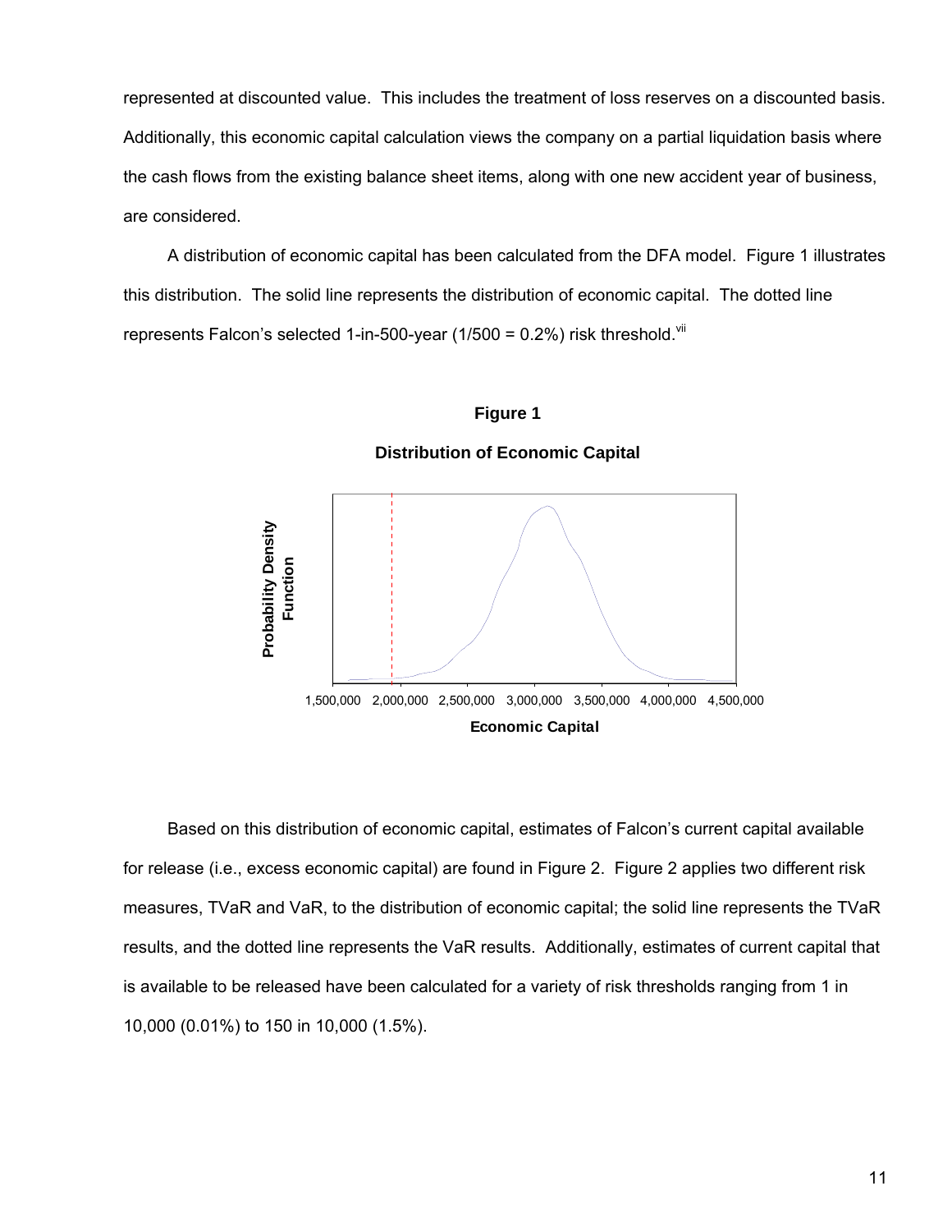represented at discounted value. This includes the treatment of loss reserves on a discounted basis. Additionally, this economic capital calculation views the company on a partial liquidation basis where the cash flows from the existing balance sheet items, along with one new accident year of business, are considered.

A distribution of economic capital has been calculated from the DFA model. Figure 1 illustrates this distribution. The solid line represents the distribution of economic capital. The dotted line represents Falcon's selected 1-in-500-year (1/500 = 0.2%) risk threshold.[vii]

**Figure 1**

**Distribution of Economic Capital**

Based on this distribution of economic capital, estimates of Falcon's current capital available for release (i.e., excess economic capital) are found in Figure 2. Figure 2 applies two different risk measures, TVaR and VaR, to the distribution of economic capital; the solid line represents the TVaR results, and the dotted line represents the VaR results. Additionally, estimates of current capital that is available to be released have been calculated for a variety of risk thresholds ranging from 1 in 10,000 (0.01%) to 150 in 10,000 (1.5%).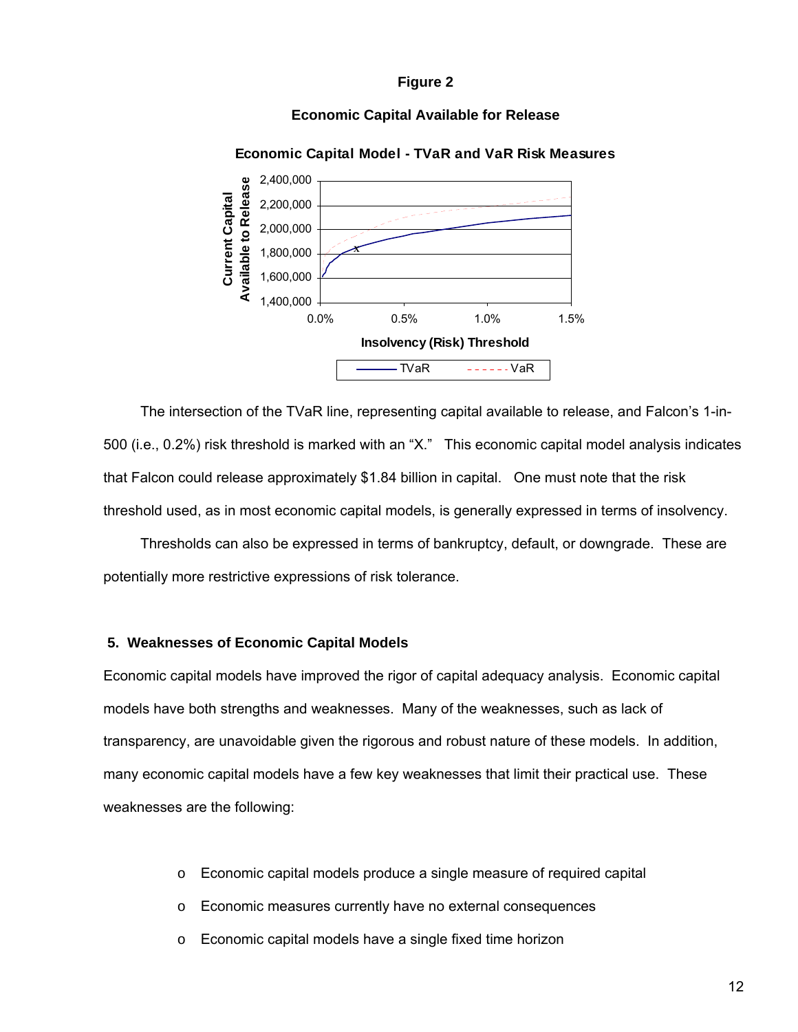**Figure 2**

**Economic Capital Available for Release**

**Economic Capital Model - TVaR and VaR Risk Measures**

The intersection of the TVaR line, representing capital available to release, and Falcon's 1-in-500 (i.e., 0.2%) risk threshold is marked with an "X." This economic capital model analysis indicates that Falcon could release approximately $1.84 billion in capital. One must note that the risk threshold used, as in most economic capital models, is generally expressed in terms of insolvency.

Thresholds can also be expressed in terms of bankruptcy, default, or downgrade. These are potentially more restrictive expressions of risk tolerance.

## 5. Weaknesses of Economic Capital Models

Economic capital models have improved the rigor of capital adequacy analysis. Economic capital models have both strengths and weaknesses. Many of the weaknesses, such as lack of transparency, are unavoidable given the rigorous and robust nature of these models. In addition, many economic capital models have a few key weaknesses that limit their practical use. These weaknesses are the following:

- Economic capital models produce a single measure of required capital
- Economic measures currently have no external consequences
- Economic capital models have a single fixed time horizon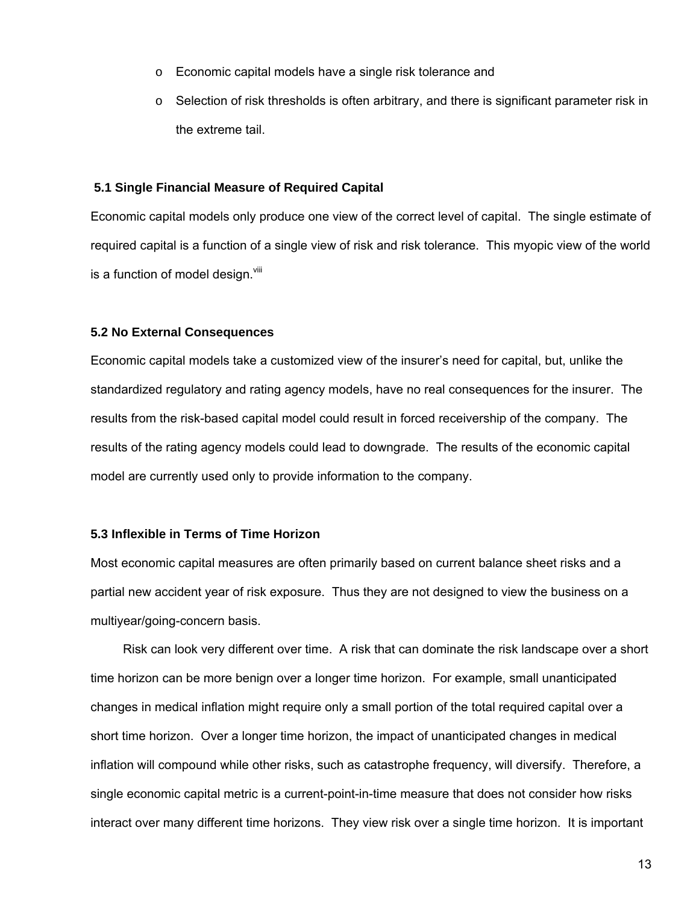- Economic capital models have a single risk tolerance and
- Selection of risk thresholds is often arbitrary, and there is significant parameter risk in the extreme tail.

### 5.1 Single Financial Measure of Required Capital

Economic capital models only produce one view of the correct level of capital. The single estimate of required capital is a function of a single view of risk and risk tolerance. This myopic view of the world is a function of model design.[viii]

### 5.2 No External Consequences

Economic capital models take a customized view of the insurer's need for capital, but, unlike the standardized regulatory and rating agency models, have no real consequences for the insurer. The results from the risk-based capital model could result in forced receivership of the company. The results of the rating agency models could lead to downgrade. The results of the economic capital model are currently used only to provide information to the company.

### 5.3 Inflexible in Terms of Time Horizon

Most economic capital measures are often primarily based on current balance sheet risks and a partial new accident year of risk exposure. Thus they are not designed to view the business on a multiyear/going-concern basis.

Risk can look very different over time. A risk that can dominate the risk landscape over a short time horizon can be more benign over a longer time horizon. For example, small unanticipated changes in medical inflation might require only a small portion of the total required capital over a short time horizon. Over a longer time horizon, the impact of unanticipated changes in medical inflation will compound while other risks, such as catastrophe frequency, will diversify. Therefore, a single economic capital metric is a current-point-in-time measure that does not consider how risks interact over many different time horizons. They view risk over a single time horizon. It is important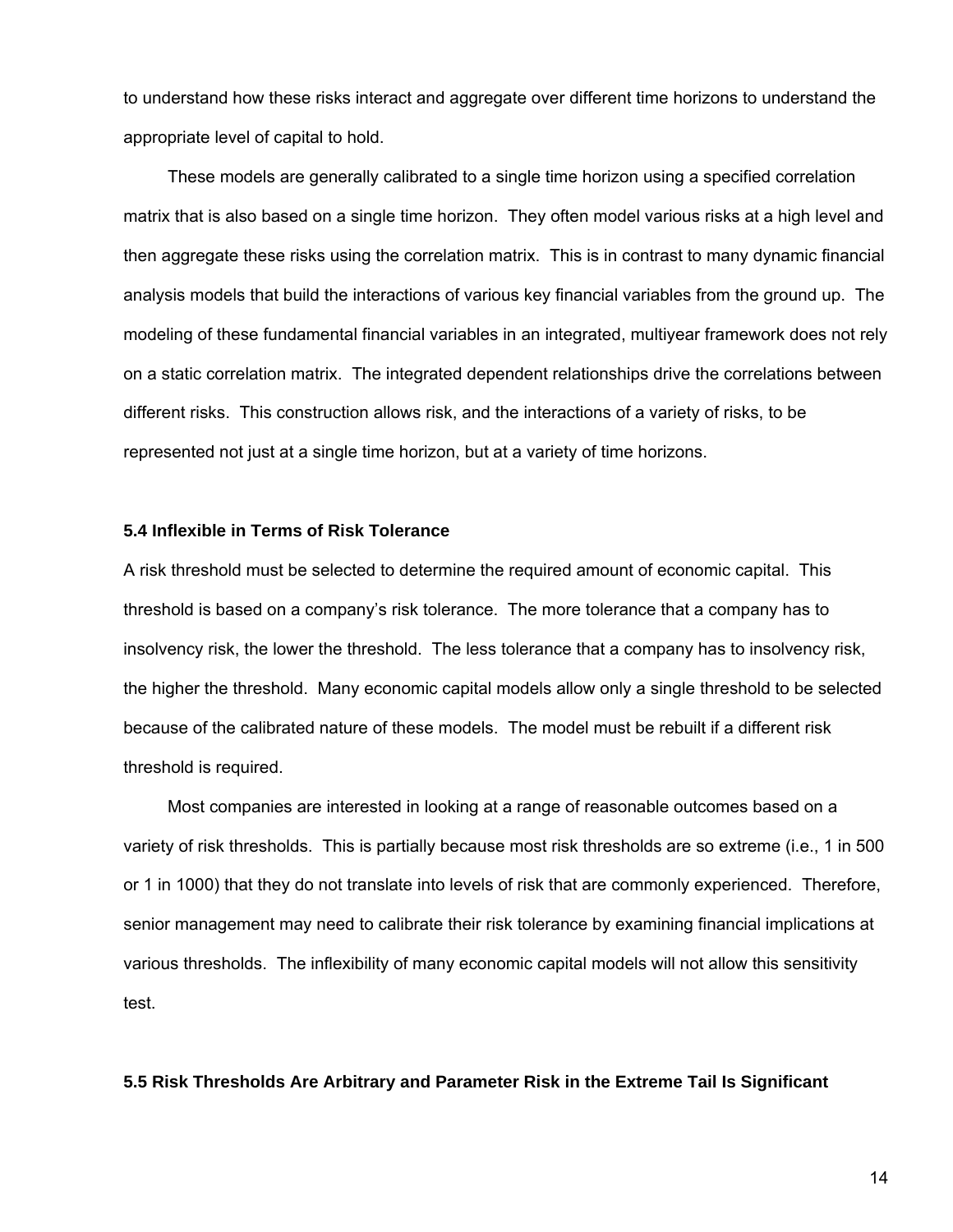to understand how these risks interact and aggregate over different time horizons to understand the appropriate level of capital to hold.

These models are generally calibrated to a single time horizon using a specified correlation matrix that is also based on a single time horizon. They often model various risks at a high level and then aggregate these risks using the correlation matrix. This is in contrast to many dynamic financial analysis models that build the interactions of various key financial variables from the ground up. The modeling of these fundamental financial variables in an integrated, multiyear framework does not rely on a static correlation matrix. The integrated dependent relationships drive the correlations between different risks. This construction allows risk, and the interactions of a variety of risks, to be represented not just at a single time horizon, but at a variety of time horizons.

### 5.4 Inflexible in Terms of Risk Tolerance

A risk threshold must be selected to determine the required amount of economic capital. This threshold is based on a company's risk tolerance. The more tolerance that a company has to insolvency risk, the lower the threshold. The less tolerance that a company has to insolvency risk, the higher the threshold. Many economic capital models allow only a single threshold to be selected because of the calibrated nature of these models. The model must be rebuilt if a different risk threshold is required.

Most companies are interested in looking at a range of reasonable outcomes based on a variety of risk thresholds. This is partially because most risk thresholds are so extreme (i.e., 1 in 500 or 1 in 1000) that they do not translate into levels of risk that are commonly experienced. Therefore, senior management may need to calibrate their risk tolerance by examining financial implications at various thresholds. The inflexibility of many economic capital models will not allow this sensitivity test.

### 5.5 Risk Thresholds Are Arbitrary and Parameter Risk in the Extreme Tail Is Significant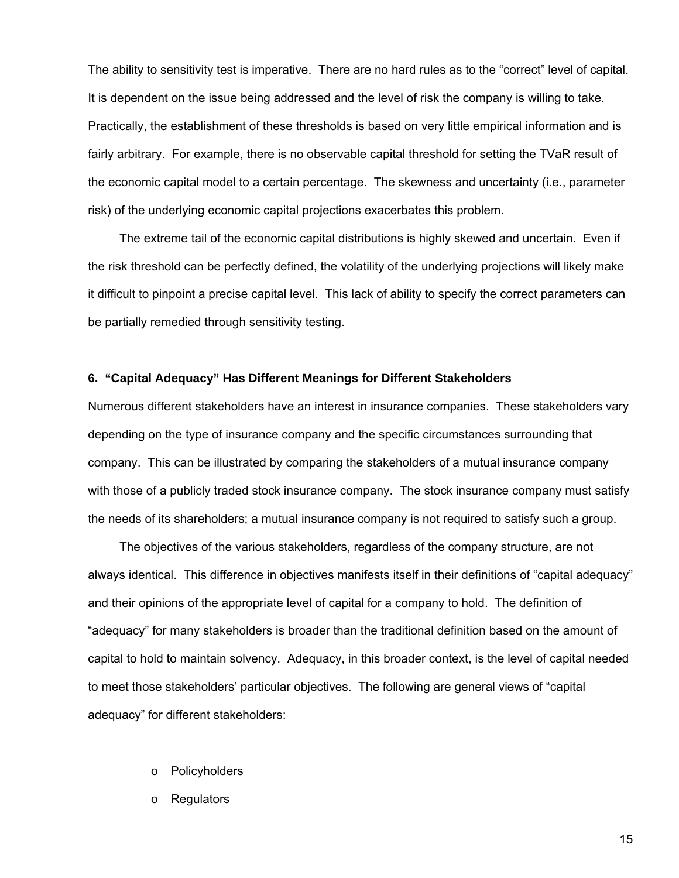The ability to sensitivity test is imperative. There are no hard rules as to the "correct" level of capital. It is dependent on the issue being addressed and the level of risk the company is willing to take. Practically, the establishment of these thresholds is based on very little empirical information and is fairly arbitrary. For example, there is no observable capital threshold for setting the TVaR result of the economic capital model to a certain percentage. The skewness and uncertainty (i.e., parameter risk) of the underlying economic capital projections exacerbates this problem.

The extreme tail of the economic capital distributions is highly skewed and uncertain. Even if the risk threshold can be perfectly defined, the volatility of the underlying projections will likely make it difficult to pinpoint a precise capital level. This lack of ability to specify the correct parameters can be partially remedied through sensitivity testing.

#### 6. "Capital Adequacy" Has Different Meanings for Different Stakeholders

Numerous different stakeholders have an interest in insurance companies. These stakeholders vary depending on the type of insurance company and the specific circumstances surrounding that company. This can be illustrated by comparing the stakeholders of a mutual insurance company with those of a publicly traded stock insurance company. The stock insurance company must satisfy the needs of its shareholders; a mutual insurance company is not required to satisfy such a group.

The objectives of the various stakeholders, regardless of the company structure, are not always identical. This difference in objectives manifests itself in their definitions of "capital adequacy" and their opinions of the appropriate level of capital for a company to hold. The definition of "adequacy" for many stakeholders is broader than the traditional definition based on the amount of capital to hold to maintain solvency. Adequacy, in this broader context, is the level of capital needed to meet those stakeholders' particular objectives. The following are general views of "capital adequacy" for different stakeholders:

- Policyholders
- Regulators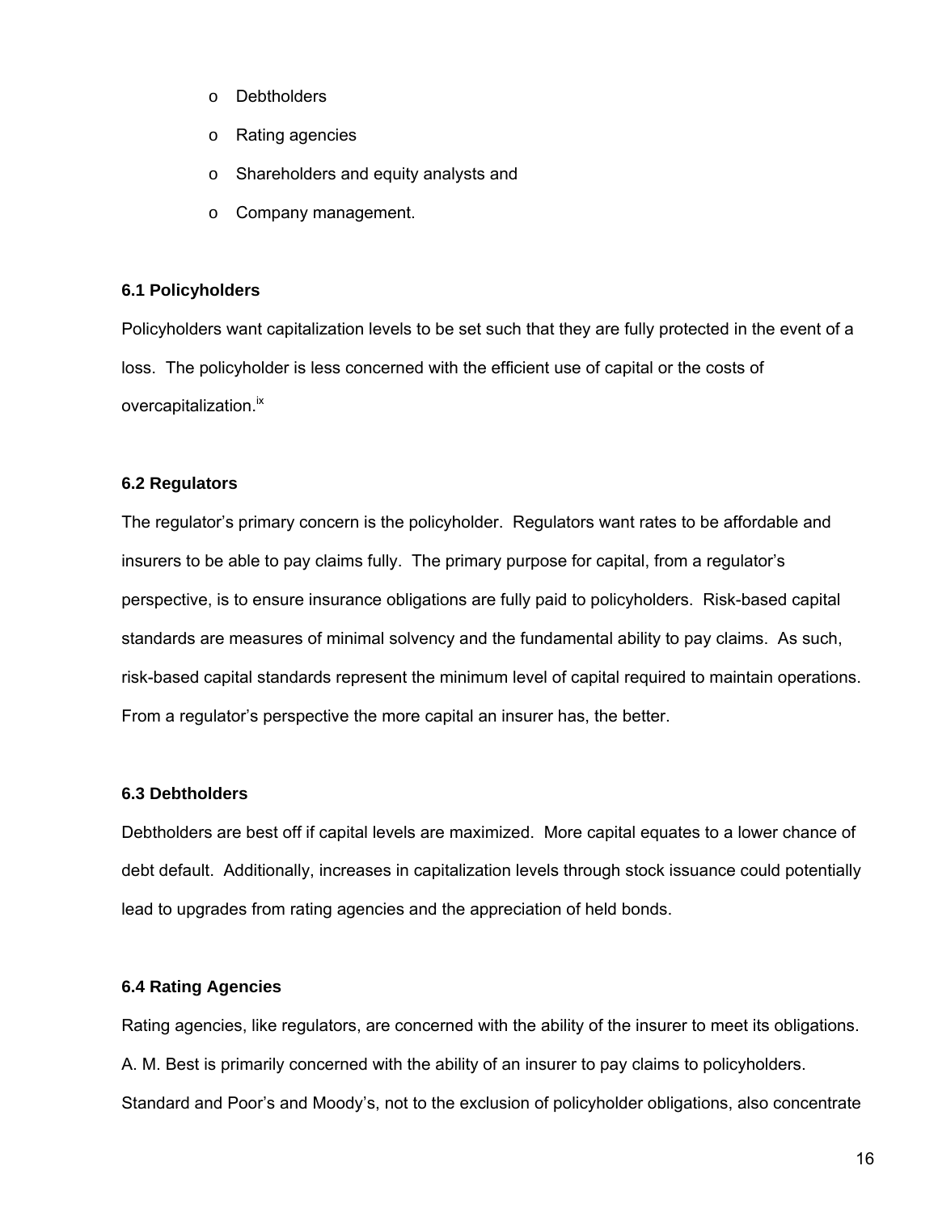- Debtholders
- Rating agencies
- Shareholders and equity analysts and
- Company management.

### 6.1 Policyholders

Policyholders want capitalization levels to be set such that they are fully protected in the event of a loss. The policyholder is less concerned with the efficient use of capital or the costs of overcapitalization.[ix]

### 6.2 Regulators

The regulator's primary concern is the policyholder. Regulators want rates to be affordable and insurers to be able to pay claims fully. The primary purpose for capital, from a regulator's perspective, is to ensure insurance obligations are fully paid to policyholders. Risk-based capital standards are measures of minimal solvency and the fundamental ability to pay claims. As such, risk-based capital standards represent the minimum level of capital required to maintain operations. From a regulator's perspective the more capital an insurer has, the better.

### 6.3 Debtholders

Debtholders are best off if capital levels are maximized. More capital equates to a lower chance of debt default. Additionally, increases in capitalization levels through stock issuance could potentially lead to upgrades from rating agencies and the appreciation of held bonds.

### 6.4 Rating Agencies

Rating agencies, like regulators, are concerned with the ability of the insurer to meet its obligations. A. M. Best is primarily concerned with the ability of an insurer to pay claims to policyholders. Standard and Poor's and Moody's, not to the exclusion of policyholder obligations, also concentrate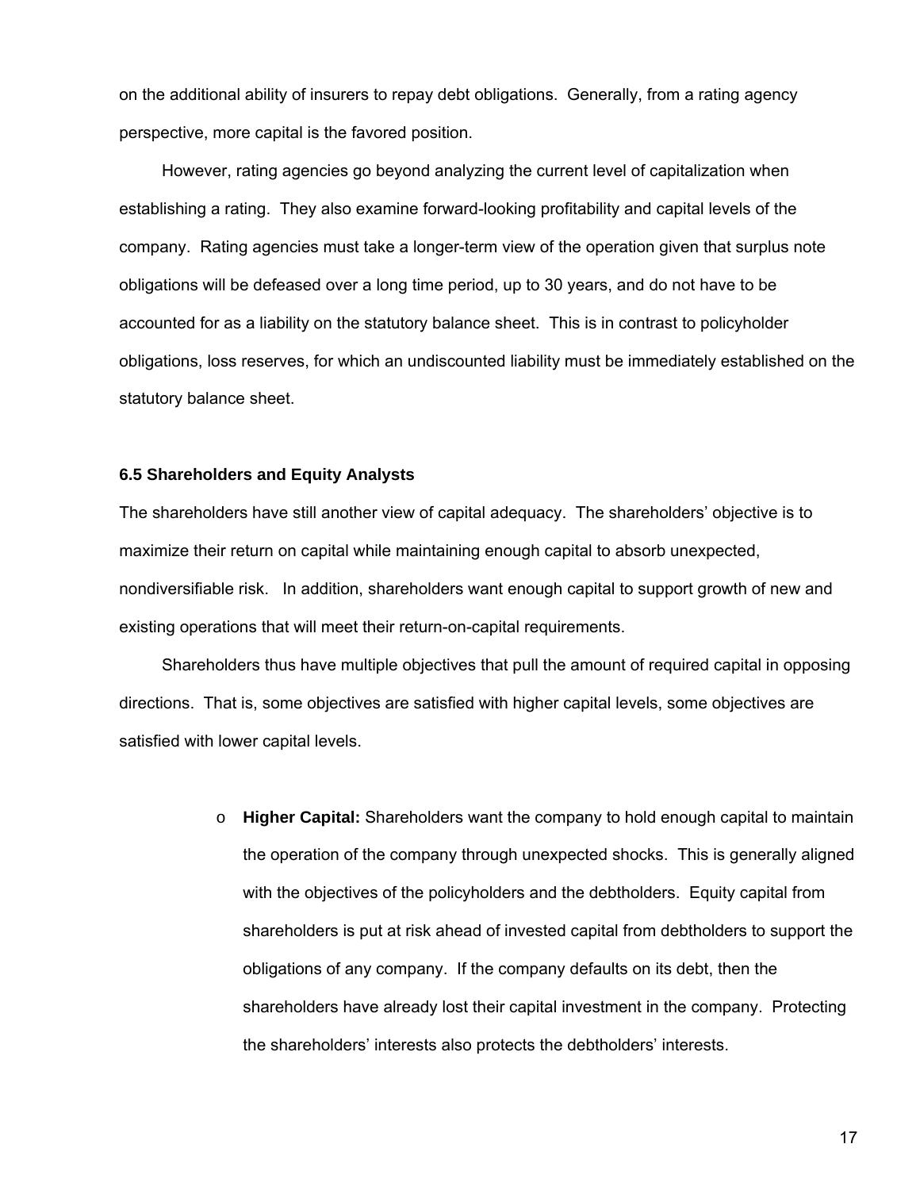on the additional ability of insurers to repay debt obligations. Generally, from a rating agency perspective, more capital is the favored position.

However, rating agencies go beyond analyzing the current level of capitalization when establishing a rating. They also examine forward-looking profitability and capital levels of the company. Rating agencies must take a longer-term view of the operation given that surplus note obligations will be defeased over a long time period, up to 30 years, and do not have to be accounted for as a liability on the statutory balance sheet. This is in contrast to policyholder obligations, loss reserves, for which an undiscounted liability must be immediately established on the statutory balance sheet.

### 6.5 Shareholders and Equity Analysts

The shareholders have still another view of capital adequacy. The shareholders' objective is to maximize their return on capital while maintaining enough capital to absorb unexpected, nondiversifiable risk. In addition, shareholders want enough capital to support growth of new and existing operations that will meet their return-on-capital requirements.

Shareholders thus have multiple objectives that pull the amount of required capital in opposing directions. That is, some objectives are satisfied with higher capital levels, some objectives are satisfied with lower capital levels.

- **Higher Capital:** Shareholders want the company to hold enough capital to maintain the operation of the company through unexpected shocks. This is generally aligned with the objectives of the policyholders and the debtholders. Equity capital from shareholders is put at risk ahead of invested capital from debtholders to support the obligations of any company. If the company defaults on its debt, then the shareholders have already lost their capital investment in the company. Protecting the shareholders' interests also protects the debtholders' interests.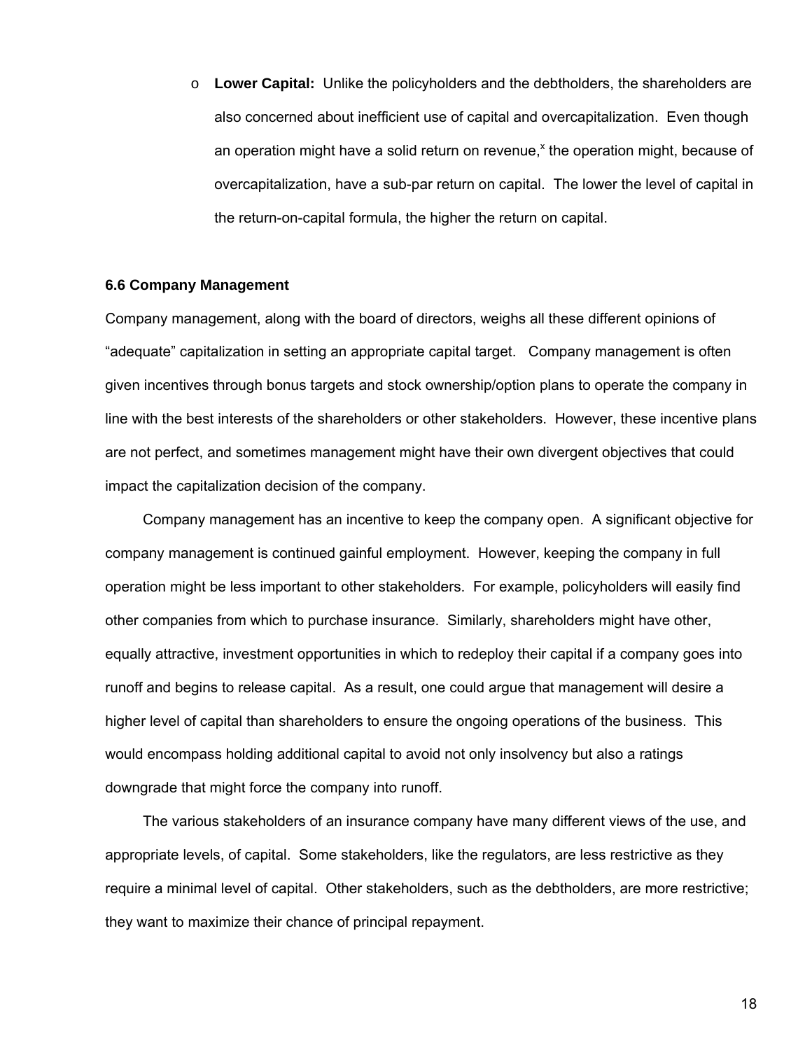- **Lower Capital:** Unlike the policyholders and the debtholders, the shareholders are also concerned about inefficient use of capital and overcapitalization. Even though an operation might have a solid return on revenue,[x] the operation might, because of overcapitalization, have a sub-par return on capital. The lower the level of capital in the return-on-capital formula, the higher the return on capital.

### 6.6 Company Management

Company management, along with the board of directors, weighs all these different opinions of "adequate" capitalization in setting an appropriate capital target. Company management is often given incentives through bonus targets and stock ownership/option plans to operate the company in line with the best interests of the shareholders or other stakeholders. However, these incentive plans are not perfect, and sometimes management might have their own divergent objectives that could impact the capitalization decision of the company.

Company management has an incentive to keep the company open. A significant objective for company management is continued gainful employment. However, keeping the company in full operation might be less important to other stakeholders. For example, policyholders will easily find other companies from which to purchase insurance. Similarly, shareholders might have other, equally attractive, investment opportunities in which to redeploy their capital if a company goes into runoff and begins to release capital. As a result, one could argue that management will desire a higher level of capital than shareholders to ensure the ongoing operations of the business. This would encompass holding additional capital to avoid not only insolvency but also a ratings downgrade that might force the company into runoff.

The various stakeholders of an insurance company have many different views of the use, and appropriate levels, of capital. Some stakeholders, like the regulators, are less restrictive as they require a minimal level of capital. Other stakeholders, such as the debtholders, are more restrictive; they want to maximize their chance of principal repayment.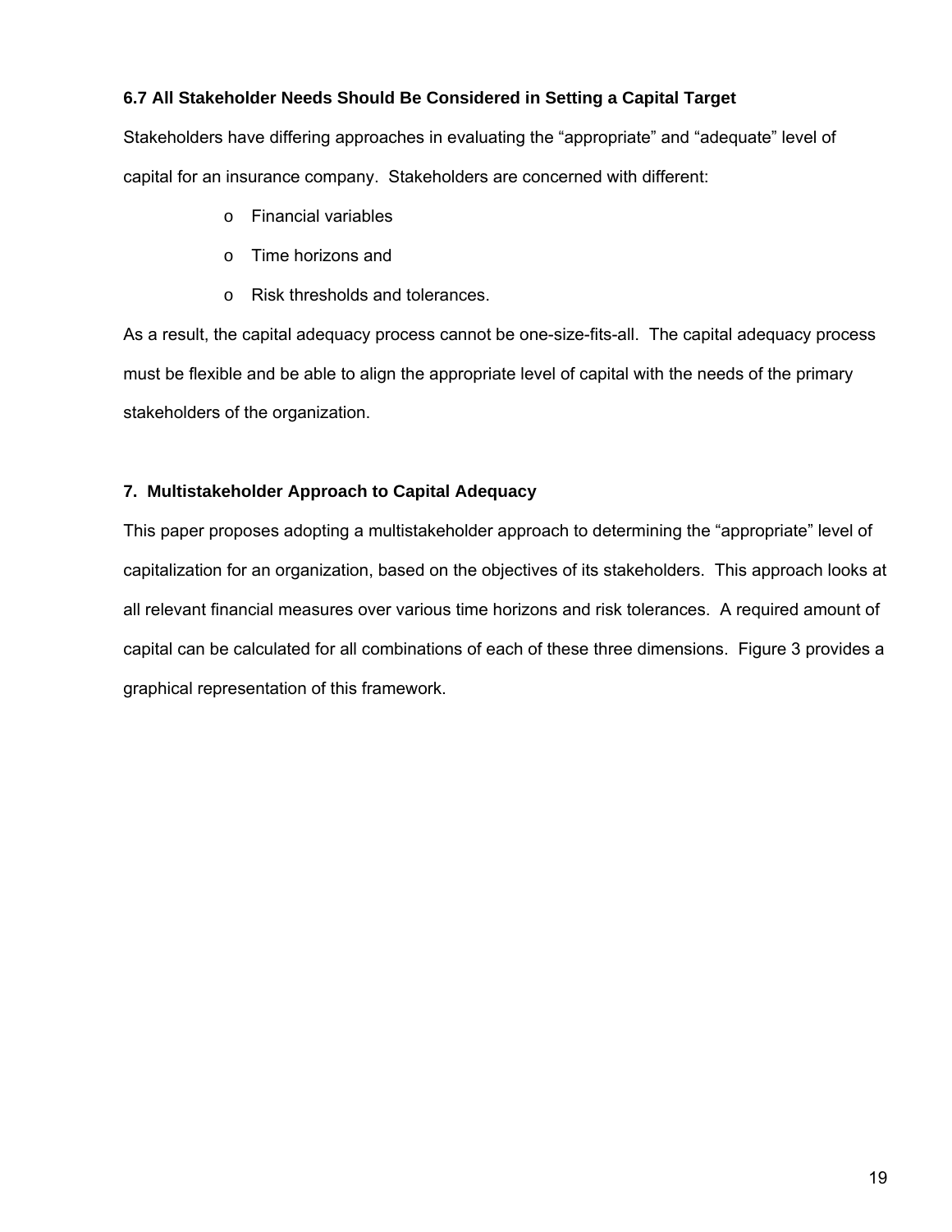### 6.7 All Stakeholder Needs Should Be Considered in Setting a Capital Target

Stakeholders have differing approaches in evaluating the "appropriate" and "adequate" level of capital for an insurance company. Stakeholders are concerned with different:

- Financial variables
- Time horizons and
- Risk thresholds and tolerances.

As a result, the capital adequacy process cannot be one-size-fits-all. The capital adequacy process must be flexible and be able to align the appropriate level of capital with the needs of the primary stakeholders of the organization.

## 7. Multistakeholder Approach to Capital Adequacy

This paper proposes adopting a multistakeholder approach to determining the "appropriate" level of capitalization for an organization, based on the objectives of its stakeholders. This approach looks at all relevant financial measures over various time horizons and risk tolerances. A required amount of capital can be calculated for all combinations of each of these three dimensions. Figure 3 provides a graphical representation of this framework.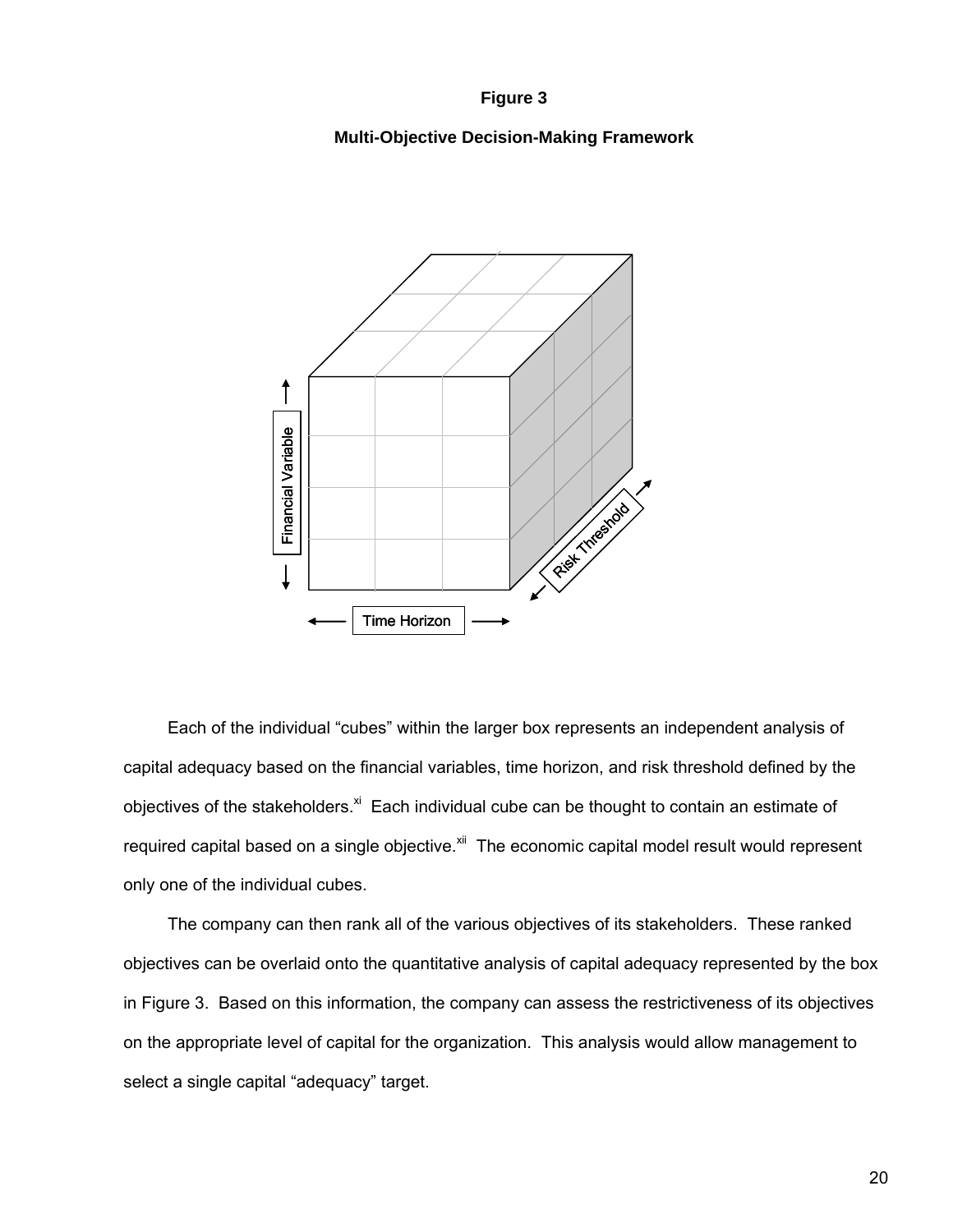**Figure 3**

**Multi-Objective Decision-Making Framework**

Each of the individual "cubes" within the larger box represents an independent analysis of capital adequacy based on the financial variables, time horizon, and risk threshold defined by the objectives of the stakeholders.[xi] Each individual cube can be thought to contain an estimate of required capital based on a single objective.[xii] The economic capital model result would represent only one of the individual cubes.

The company can then rank all of the various objectives of its stakeholders. These ranked objectives can be overlaid onto the quantitative analysis of capital adequacy represented by the box in Figure 3. Based on this information, the company can assess the restrictiveness of its objectives on the appropriate level of capital for the organization. This analysis would allow management to select a single capital "adequacy" target.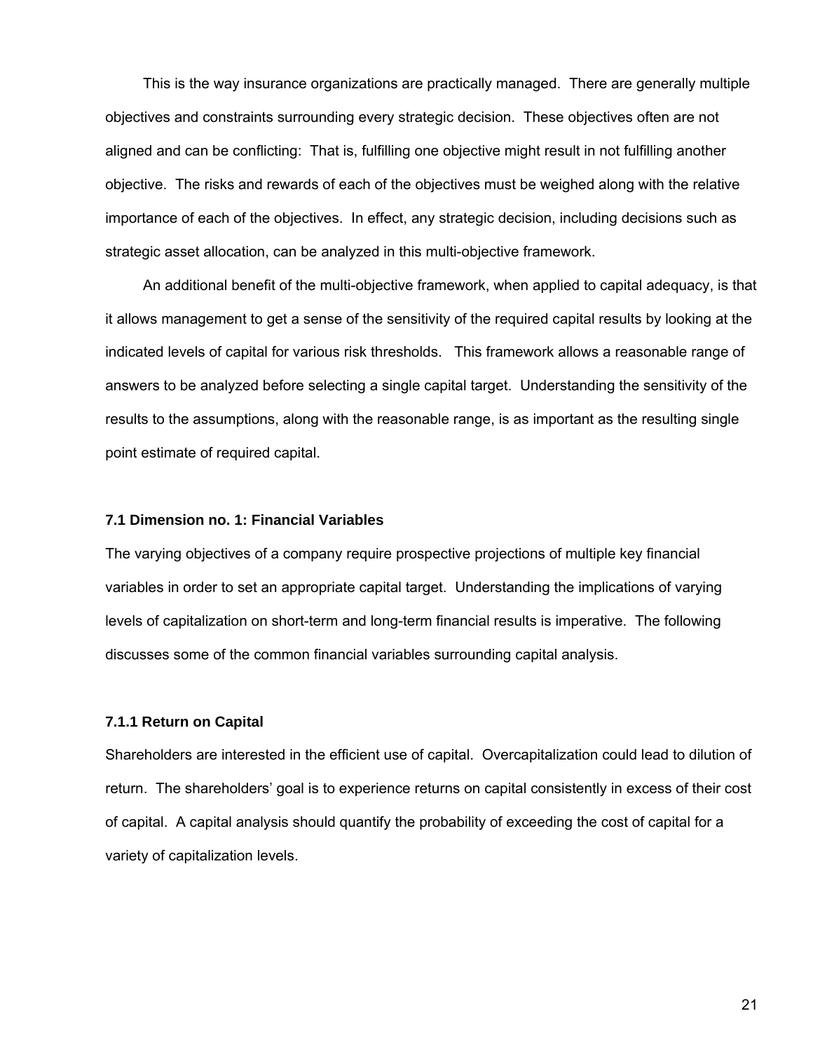This is the way insurance organizations are practically managed. There are generally multiple objectives and constraints surrounding every strategic decision. These objectives often are not aligned and can be conflicting: That is, fulfilling one objective might result in not fulfilling another objective. The risks and rewards of each of the objectives must be weighed along with the relative importance of each of the objectives. In effect, any strategic decision, including decisions such as strategic asset allocation, can be analyzed in this multi-objective framework.

An additional benefit of the multi-objective framework, when applied to capital adequacy, is that it allows management to get a sense of the sensitivity of the required capital results by looking at the indicated levels of capital for various risk thresholds. This framework allows a reasonable range of answers to be analyzed before selecting a single capital target. Understanding the sensitivity of the results to the assumptions, along with the reasonable range, is as important as the resulting single point estimate of required capital.

### 7.1 Dimension no. 1: Financial Variables

The varying objectives of a company require prospective projections of multiple key financial variables in order to set an appropriate capital target. Understanding the implications of varying levels of capitalization on short-term and long-term financial results is imperative. The following discusses some of the common financial variables surrounding capital analysis.

#### 7.1.1 Return on Capital

Shareholders are interested in the efficient use of capital. Overcapitalization could lead to dilution of return. The shareholders' goal is to experience returns on capital consistently in excess of their cost of capital. A capital analysis should quantify the probability of exceeding the cost of capital for a variety of capitalization levels.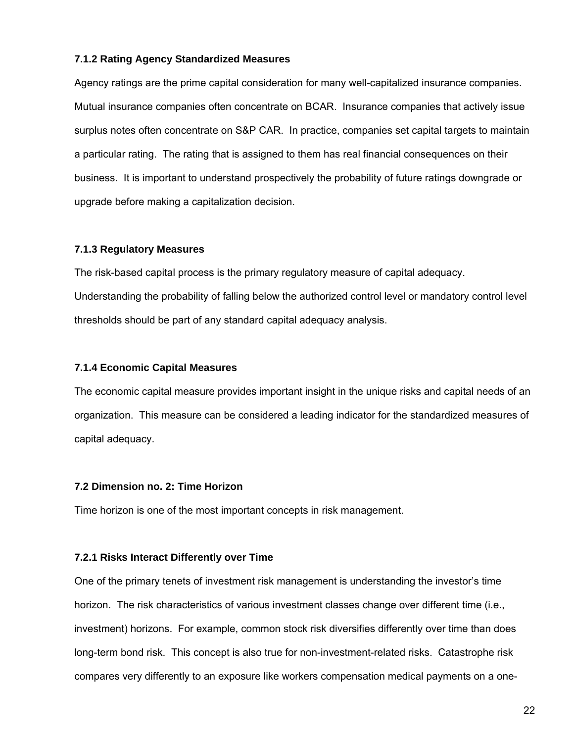#### 7.1.2 Rating Agency Standardized Measures

Agency ratings are the prime capital consideration for many well-capitalized insurance companies. Mutual insurance companies often concentrate on BCAR. Insurance companies that actively issue surplus notes often concentrate on S&P CAR. In practice, companies set capital targets to maintain a particular rating. The rating that is assigned to them has real financial consequences on their business. It is important to understand prospectively the probability of future ratings downgrade or upgrade before making a capitalization decision.

#### 7.1.3 Regulatory Measures

The risk-based capital process is the primary regulatory measure of capital adequacy. Understanding the probability of falling below the authorized control level or mandatory control level thresholds should be part of any standard capital adequacy analysis.

#### 7.1.4 Economic Capital Measures

The economic capital measure provides important insight in the unique risks and capital needs of an organization. This measure can be considered a leading indicator for the standardized measures of capital adequacy.

### 7.2 Dimension no. 2: Time Horizon

Time horizon is one of the most important concepts in risk management.

#### 7.2.1 Risks Interact Differently over Time

One of the primary tenets of investment risk management is understanding the investor's time horizon. The risk characteristics of various investment classes change over different time (i.e., investment) horizons. For example, common stock risk diversifies differently over time than does long-term bond risk. This concept is also true for non-investment-related risks. Catastrophe risk compares very differently to an exposure like workers compensation medical payments on a one-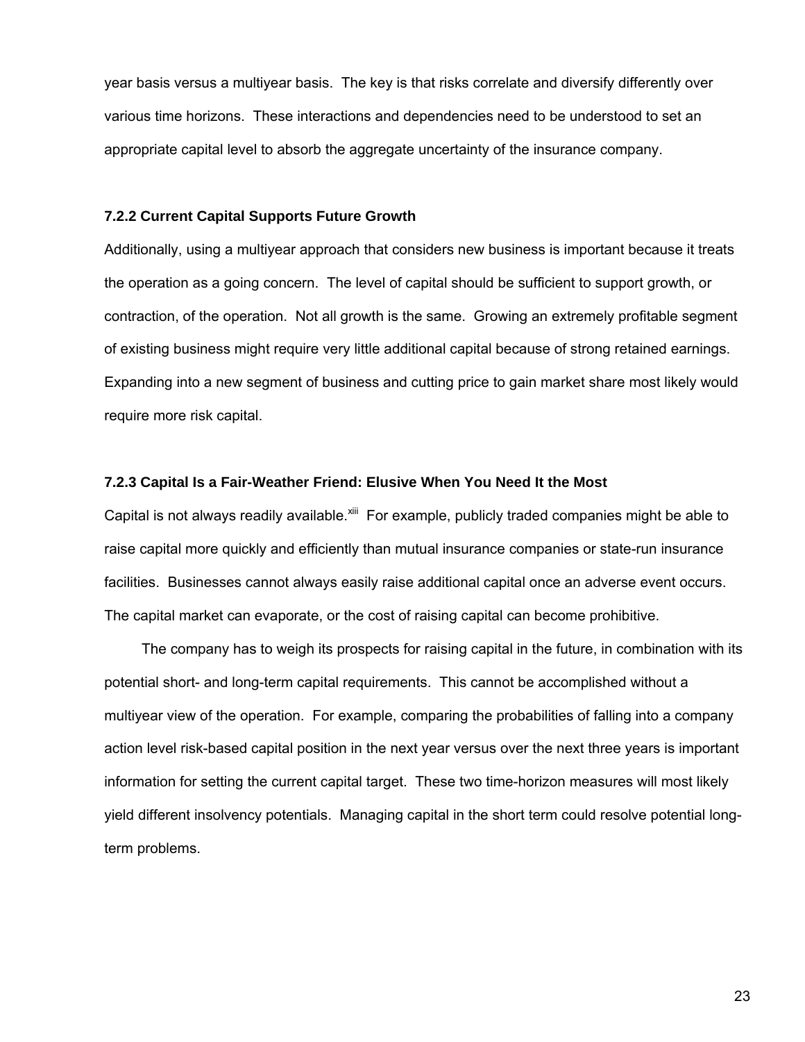year basis versus a multiyear basis. The key is that risks correlate and diversify differently over various time horizons. These interactions and dependencies need to be understood to set an appropriate capital level to absorb the aggregate uncertainty of the insurance company.

### 7.2.2 Current Capital Supports Future Growth

Additionally, using a multiyear approach that considers new business is important because it treats the operation as a going concern. The level of capital should be sufficient to support growth, or contraction, of the operation. Not all growth is the same. Growing an extremely profitable segment of existing business might require very little additional capital because of strong retained earnings. Expanding into a new segment of business and cutting price to gain market share most likely would require more risk capital.

### 7.2.3 Capital Is a Fair-Weather Friend: Elusive When You Need It the Most

Capital is not always readily available.[xiii] For example, publicly traded companies might be able to raise capital more quickly and efficiently than mutual insurance companies or state-run insurance facilities. Businesses cannot always easily raise additional capital once an adverse event occurs. The capital market can evaporate, or the cost of raising capital can become prohibitive.

The company has to weigh its prospects for raising capital in the future, in combination with its potential short- and long-term capital requirements. This cannot be accomplished without a multiyear view of the operation. For example, comparing the probabilities of falling into a company action level risk-based capital position in the next year versus over the next three years is important information for setting the current capital target. These two time-horizon measures will most likely yield different insolvency potentials. Managing capital in the short term could resolve potential long-term problems.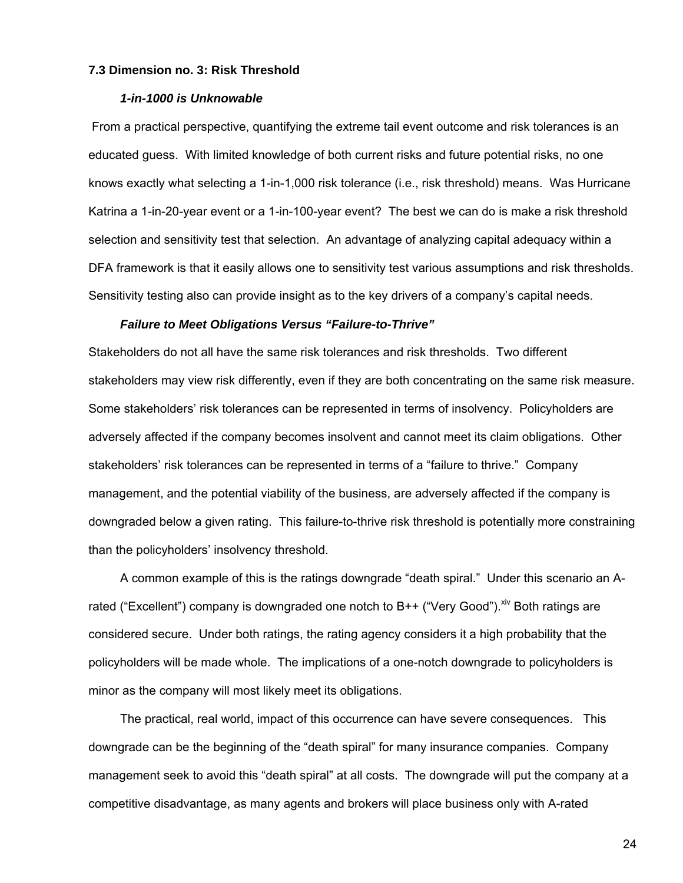### 7.3 Dimension no. 3: Risk Threshold

***1-in-1000 is Unknowable***

From a practical perspective, quantifying the extreme tail event outcome and risk tolerances is an educated guess. With limited knowledge of both current risks and future potential risks, no one knows exactly what selecting a 1-in-1,000 risk tolerance (i.e., risk threshold) means. Was Hurricane Katrina a 1-in-20-year event or a 1-in-100-year event? The best we can do is make a risk threshold selection and sensitivity test that selection. An advantage of analyzing capital adequacy within a DFA framework is that it easily allows one to sensitivity test various assumptions and risk thresholds. Sensitivity testing also can provide insight as to the key drivers of a company's capital needs.

***Failure to Meet Obligations Versus "Failure-to-Thrive"***

Stakeholders do not all have the same risk tolerances and risk thresholds. Two different stakeholders may view risk differently, even if they are both concentrating on the same risk measure. Some stakeholders' risk tolerances can be represented in terms of insolvency. Policyholders are adversely affected if the company becomes insolvent and cannot meet its claim obligations. Other stakeholders' risk tolerances can be represented in terms of a "failure to thrive." Company management, and the potential viability of the business, are adversely affected if the company is downgraded below a given rating. This failure-to-thrive risk threshold is potentially more constraining than the policyholders' insolvency threshold.

A common example of this is the ratings downgrade "death spiral." Under this scenario an A-rated ("Excellent") company is downgraded one notch to B++ ("Very Good").[xiv] Both ratings are considered secure. Under both ratings, the rating agency considers it a high probability that the policyholders will be made whole. The implications of a one-notch downgrade to policyholders is minor as the company will most likely meet its obligations.

The practical, real world, impact of this occurrence can have severe consequences. This downgrade can be the beginning of the "death spiral" for many insurance companies. Company management seek to avoid this "death spiral" at all costs. The downgrade will put the company at a competitive disadvantage, as many agents and brokers will place business only with A-rated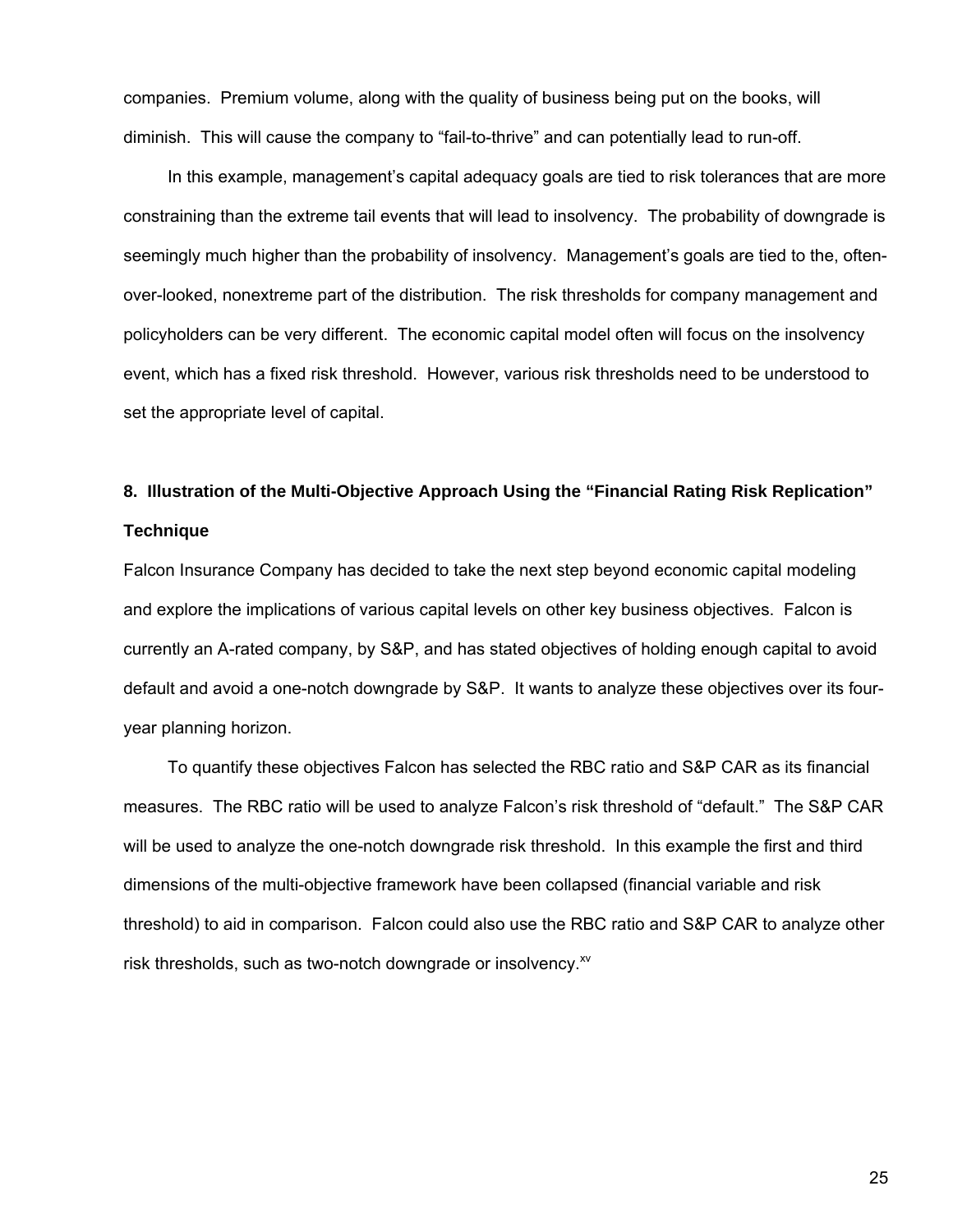companies. Premium volume, along with the quality of business being put on the books, will diminish. This will cause the company to "fail-to-thrive" and can potentially lead to run-off.

In this example, management's capital adequacy goals are tied to risk tolerances that are more constraining than the extreme tail events that will lead to insolvency. The probability of downgrade is seemingly much higher than the probability of insolvency. Management's goals are tied to the, often-over-looked, nonextreme part of the distribution. The risk thresholds for company management and policyholders can be very different. The economic capital model often will focus on the insolvency event, which has a fixed risk threshold. However, various risk thresholds need to be understood to set the appropriate level of capital.

## 8. Illustration of the Multi-Objective Approach Using the "Financial Rating Risk Replication" Technique

Falcon Insurance Company has decided to take the next step beyond economic capital modeling and explore the implications of various capital levels on other key business objectives. Falcon is currently an A-rated company, by S&P, and has stated objectives of holding enough capital to avoid default and avoid a one-notch downgrade by S&P. It wants to analyze these objectives over its four-year planning horizon.

To quantify these objectives Falcon has selected the RBC ratio and S&P CAR as its financial measures. The RBC ratio will be used to analyze Falcon's risk threshold of "default." The S&P CAR will be used to analyze the one-notch downgrade risk threshold. In this example the first and third dimensions of the multi-objective framework have been collapsed (financial variable and risk threshold) to aid in comparison. Falcon could also use the RBC ratio and S&P CAR to analyze other risk thresholds, such as two-notch downgrade or insolvency.[xv]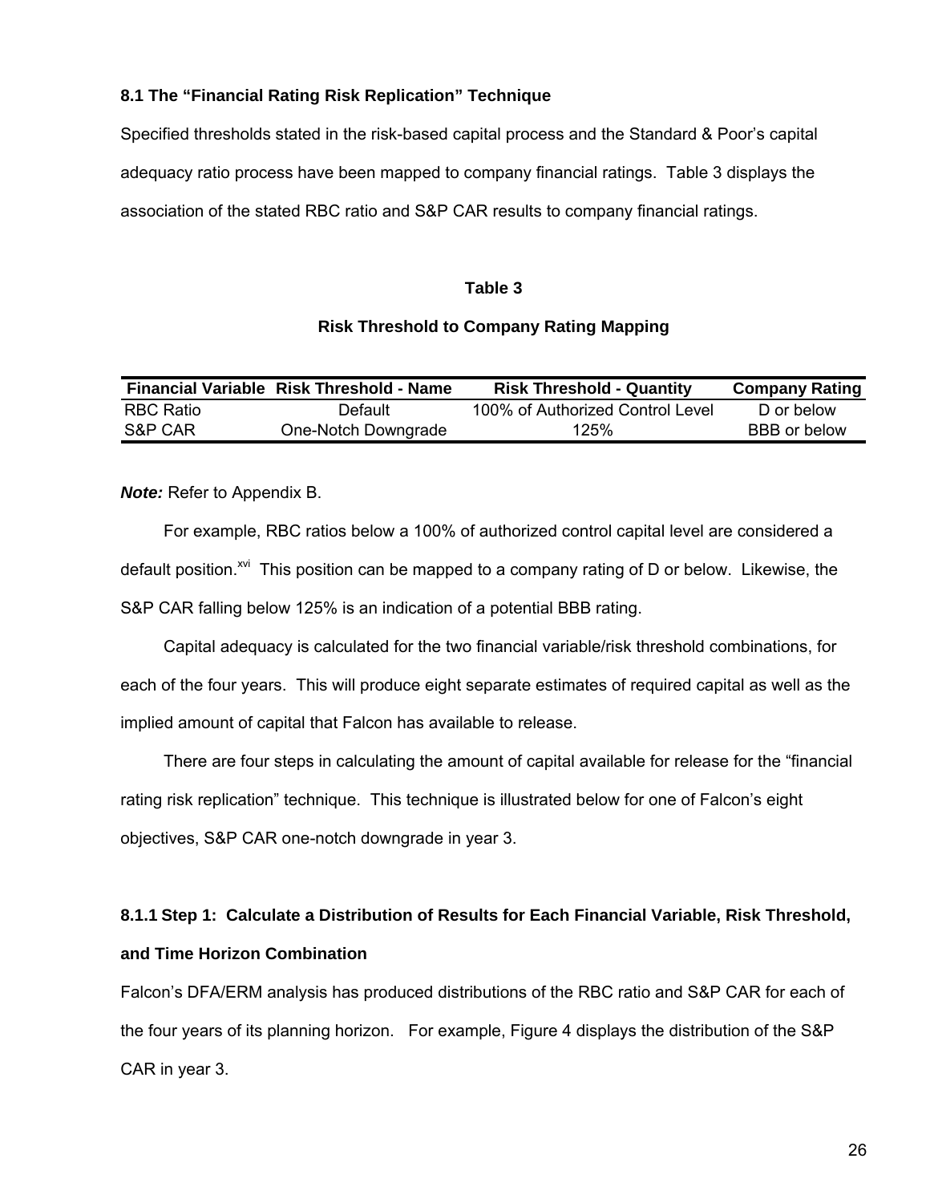### 8.1 The “Financial Rating Risk Replication” Technique

Specified thresholds stated in the risk-based capital process and the Standard & Poor’s capital adequacy ratio process have been mapped to company financial ratings. Table 3 displays the association of the stated RBC ratio and S&P CAR results to company financial ratings.

**Table 3**

**Risk Threshold to Company Rating Mapping**

| Financial Variable | Risk Threshold - Name | Risk Threshold - Quantity | Company Rating |
|---|---|---|---|
| RBC Ratio | Default | 100% of Authorized Control Level | D or below |
| S&P CAR | One-Notch Downgrade | 125% | BBB or below |

***Note:*** Refer to Appendix B.

For example, RBC ratios below a 100% of authorized control capital level are considered a default position.[xvi] This position can be mapped to a company rating of D or below. Likewise, the S&P CAR falling below 125% is an indication of a potential BBB rating.

Capital adequacy is calculated for the two financial variable/risk threshold combinations, for each of the four years. This will produce eight separate estimates of required capital as well as the implied amount of capital that Falcon has available to release.

There are four steps in calculating the amount of capital available for release for the “financial rating risk replication” technique. This technique is illustrated below for one of Falcon’s eight objectives, S&P CAR one-notch downgrade in year 3.

#### 8.1.1 Step 1: Calculate a Distribution of Results for Each Financial Variable, Risk Threshold, and Time Horizon Combination

Falcon’s DFA/ERM analysis has produced distributions of the RBC ratio and S&P CAR for each of the four years of its planning horizon. For example, Figure 4 displays the distribution of the S&P CAR in year 3.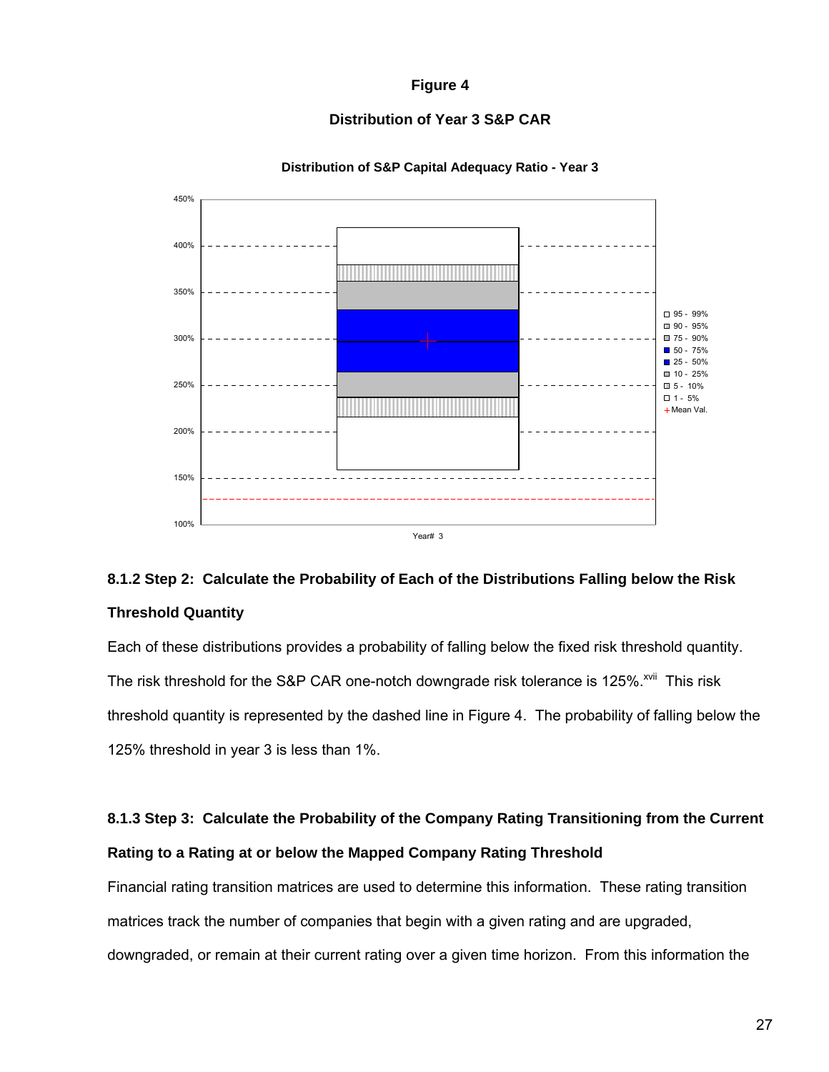**Figure 4**

**Distribution of Year 3 S&P CAR**

**Distribution of S&P Capital Adequacy Ratio - Year 3**

| Legend |
|---|
| 95 - 99% |
| 90 - 95% |
| 75 - 90% |
| 50 - 75% |
| 25 - 50% |
| 10 - 25% |
| 5 - 10% |
| 1 - 5% |
| + Mean Val. |

Year# 3

### 8.1.2 Step 2: Calculate the Probability of Each of the Distributions Falling below the Risk Threshold Quantity

Each of these distributions provides a probability of falling below the fixed risk threshold quantity. The risk threshold for the S&P CAR one-notch downgrade risk tolerance is 125%.[xvii] This risk threshold quantity is represented by the dashed line in Figure 4. The probability of falling below the 125% threshold in year 3 is less than 1%.

### 8.1.3 Step 3: Calculate the Probability of the Company Rating Transitioning from the Current Rating to a Rating at or below the Mapped Company Rating Threshold

Financial rating transition matrices are used to determine this information. These rating transition matrices track the number of companies that begin with a given rating and are upgraded, downgraded, or remain at their current rating over a given time horizon. From this information the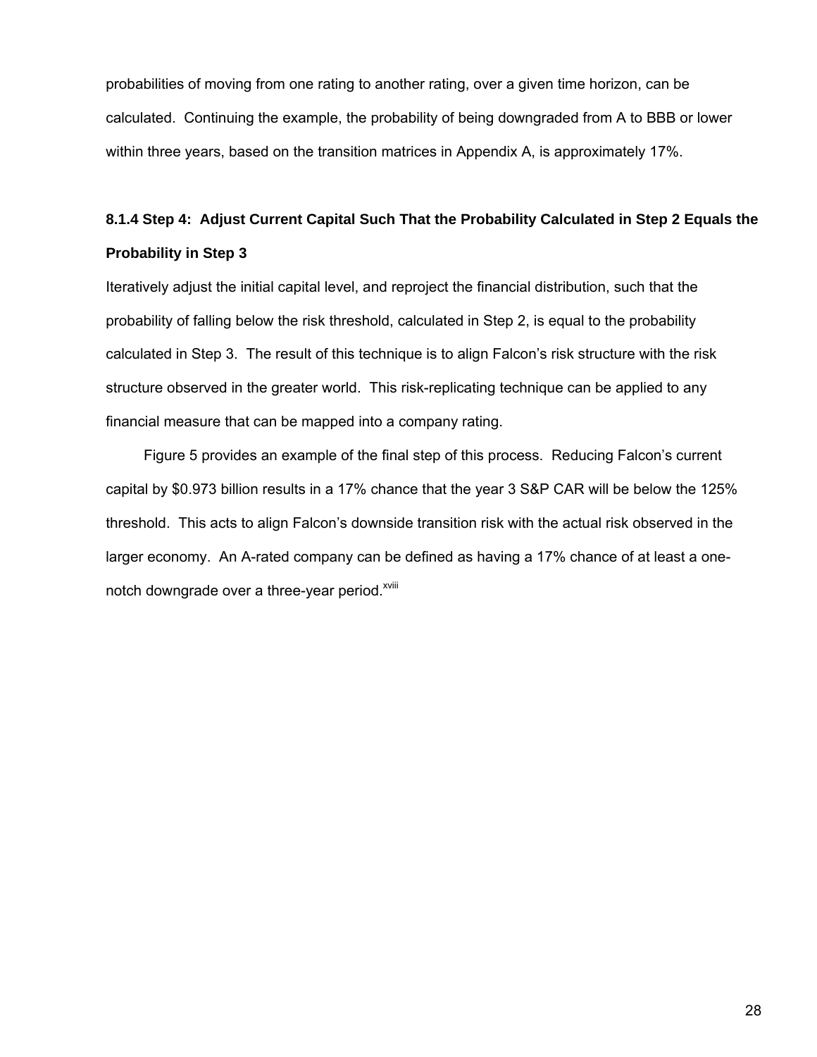probabilities of moving from one rating to another rating, over a given time horizon, can be calculated. Continuing the example, the probability of being downgraded from A to BBB or lower within three years, based on the transition matrices in Appendix A, is approximately 17%.

#### 8.1.4 Step 4: Adjust Current Capital Such That the Probability Calculated in Step 2 Equals the Probability in Step 3

Iteratively adjust the initial capital level, and reproject the financial distribution, such that the probability of falling below the risk threshold, calculated in Step 2, is equal to the probability calculated in Step 3. The result of this technique is to align Falcon's risk structure with the risk structure observed in the greater world. This risk-replicating technique can be applied to any financial measure that can be mapped into a company rating.

Figure 5 provides an example of the final step of this process. Reducing Falcon's current capital by $0.973 billion results in a 17% chance that the year 3 S&P CAR will be below the 125% threshold. This acts to align Falcon's downside transition risk with the actual risk observed in the larger economy. An A-rated company can be defined as having a 17% chance of at least a one-notch downgrade over a three-year period.[xviii]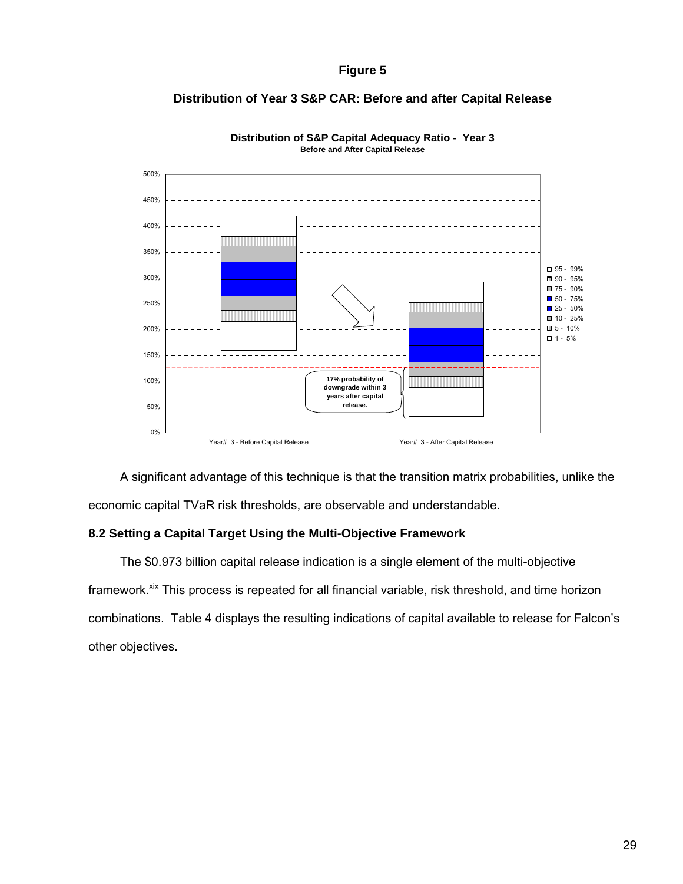**Figure 5**

**Distribution of Year 3 S&P CAR: Before and after Capital Release**

**Distribution of S&P Capital Adequacy Ratio - Year 3**
**Before and After Capital Release**

17% probability of downgrade within 3 years after capital release.

Year# 3 - Before Capital Release

Year# 3 - After Capital Release

A significant advantage of this technique is that the transition matrix probabilities, unlike the economic capital TVaR risk thresholds, are observable and understandable.

### 8.2 Setting a Capital Target Using the Multi-Objective Framework

The $0.973 billion capital release indication is a single element of the multi-objective framework.[xix] This process is repeated for all financial variable, risk threshold, and time horizon combinations. Table 4 displays the resulting indications of capital available to release for Falcon's other objectives.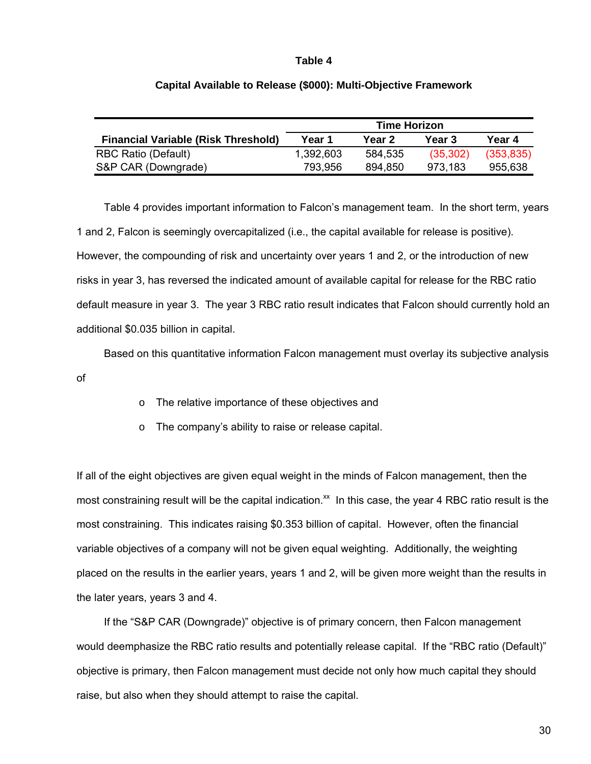**Table 4**

**Capital Available to Release ($000): Multi-Objective Framework**

| Financial Variable (Risk Threshold) | Time Horizon | | | |
|---|---|---|---|---|
| | **Year 1** | **Year 2** | **Year 3** | **Year 4** |
| RBC Ratio (Default) | 1,392,603 | 584,535 | (35,302) | (353,835) |
| S&P CAR (Downgrade) | 793,956 | 894,850 | 973,183 | 955,638 |

Table 4 provides important information to Falcon's management team. In the short term, years 1 and 2, Falcon is seemingly overcapitalized (i.e., the capital available for release is positive). However, the compounding of risk and uncertainty over years 1 and 2, or the introduction of new risks in year 3, has reversed the indicated amount of available capital for release for the RBC ratio default measure in year 3. The year 3 RBC ratio result indicates that Falcon should currently hold an additional $0.035 billion in capital.

Based on this quantitative information Falcon management must overlay its subjective analysis of

- The relative importance of these objectives and
- The company's ability to raise or release capital.

If all of the eight objectives are given equal weight in the minds of Falcon management, then the most constraining result will be the capital indication.[xx] In this case, the year 4 RBC ratio result is the most constraining. This indicates raising $0.353 billion of capital. However, often the financial variable objectives of a company will not be given equal weighting. Additionally, the weighting placed on the results in the earlier years, years 1 and 2, will be given more weight than the results in the later years, years 3 and 4.

If the "S&P CAR (Downgrade)" objective is of primary concern, then Falcon management would deemphasize the RBC ratio results and potentially release capital. If the "RBC ratio (Default)" objective is primary, then Falcon management must decide not only how much capital they should raise, but also when they should attempt to raise the capital.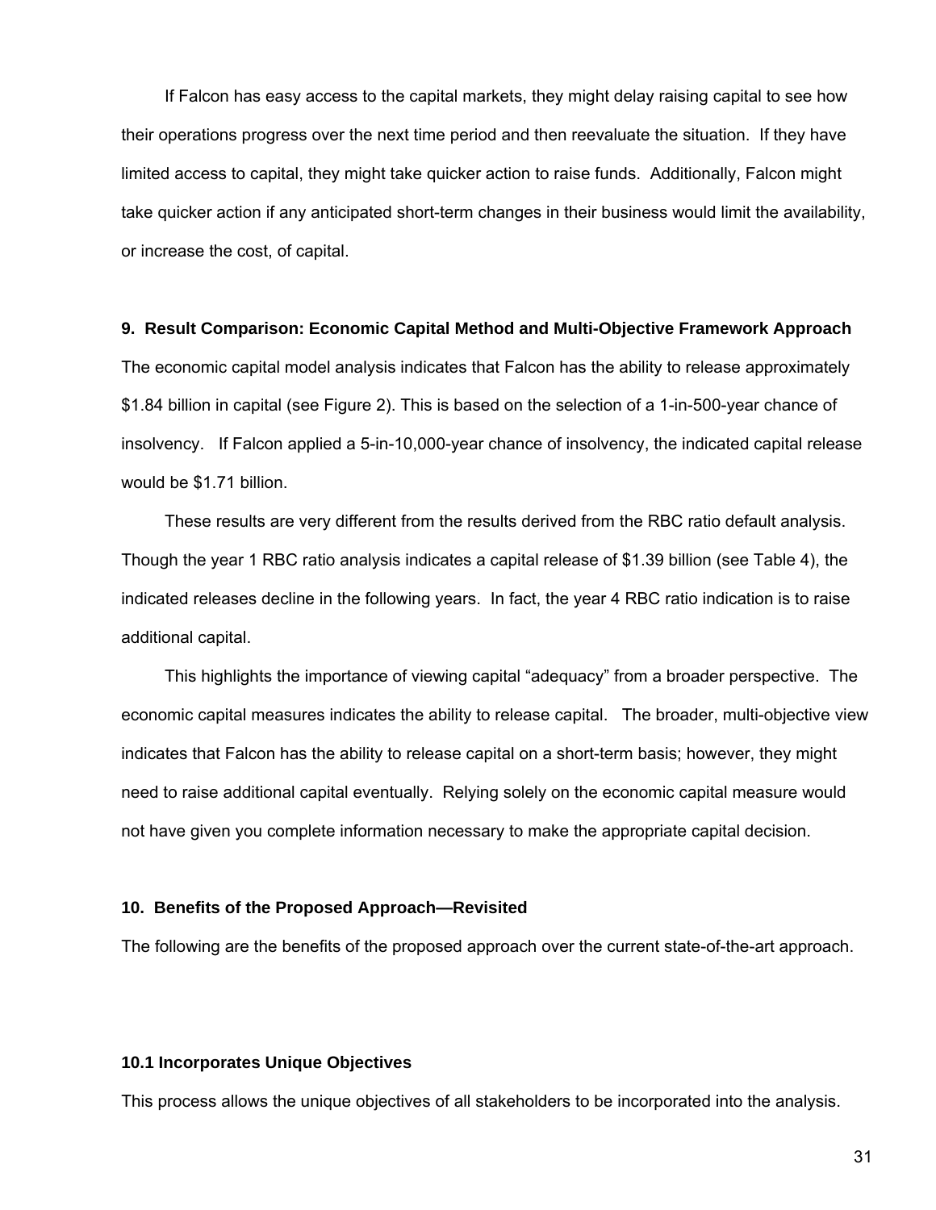If Falcon has easy access to the capital markets, they might delay raising capital to see how their operations progress over the next time period and then reevaluate the situation. If they have limited access to capital, they might take quicker action to raise funds. Additionally, Falcon might take quicker action if any anticipated short-term changes in their business would limit the availability, or increase the cost, of capital.

## 9. Result Comparison: Economic Capital Method and Multi-Objective Framework Approach

The economic capital model analysis indicates that Falcon has the ability to release approximately \$1.84 billion in capital (see Figure 2). This is based on the selection of a 1-in-500-year chance of insolvency. If Falcon applied a 5-in-10,000-year chance of insolvency, the indicated capital release would be \$1.71 billion.

These results are very different from the results derived from the RBC ratio default analysis. Though the year 1 RBC ratio analysis indicates a capital release of \$1.39 billion (see Table 4), the indicated releases decline in the following years. In fact, the year 4 RBC ratio indication is to raise additional capital.

This highlights the importance of viewing capital "adequacy" from a broader perspective. The economic capital measures indicates the ability to release capital. The broader, multi-objective view indicates that Falcon has the ability to release capital on a short-term basis; however, they might need to raise additional capital eventually. Relying solely on the economic capital measure would not have given you complete information necessary to make the appropriate capital decision.

## 10. Benefits of the Proposed Approach—Revisited

The following are the benefits of the proposed approach over the current state-of-the-art approach.

### 10.1 Incorporates Unique Objectives

This process allows the unique objectives of all stakeholders to be incorporated into the analysis.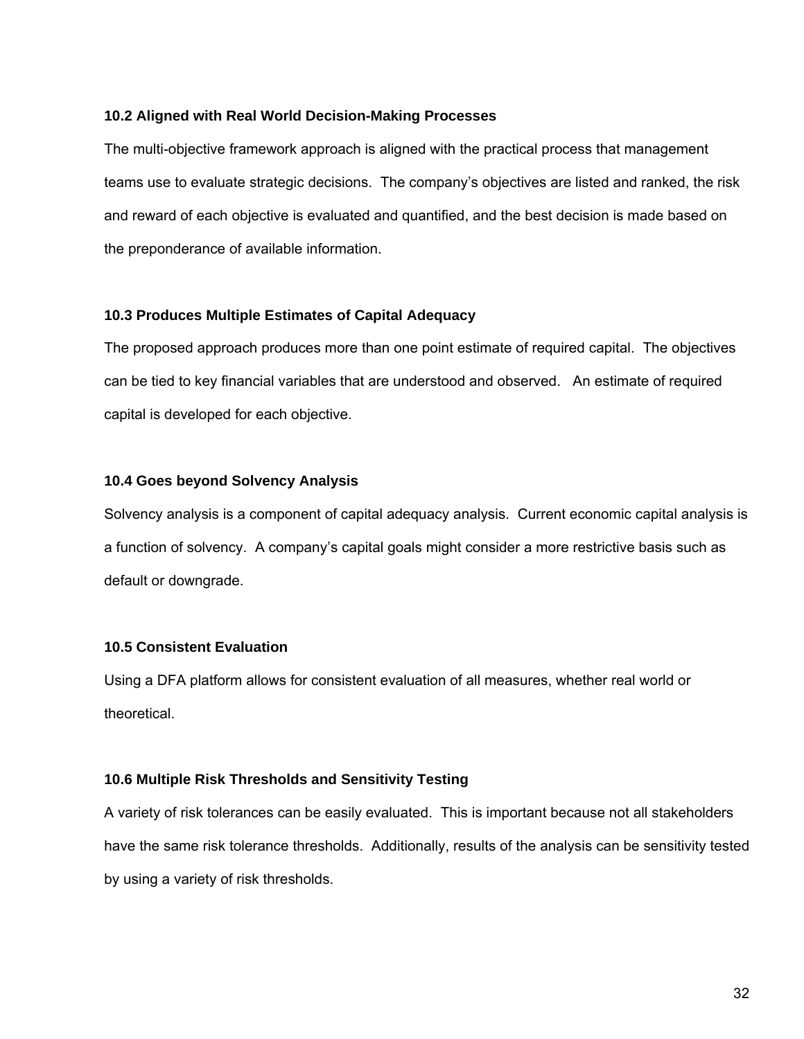### 10.2 Aligned with Real World Decision-Making Processes

The multi-objective framework approach is aligned with the practical process that management teams use to evaluate strategic decisions. The company's objectives are listed and ranked, the risk and reward of each objective is evaluated and quantified, and the best decision is made based on the preponderance of available information.

### 10.3 Produces Multiple Estimates of Capital Adequacy

The proposed approach produces more than one point estimate of required capital. The objectives can be tied to key financial variables that are understood and observed. An estimate of required capital is developed for each objective.

### 10.4 Goes beyond Solvency Analysis

Solvency analysis is a component of capital adequacy analysis. Current economic capital analysis is a function of solvency. A company's capital goals might consider a more restrictive basis such as default or downgrade.

### 10.5 Consistent Evaluation

Using a DFA platform allows for consistent evaluation of all measures, whether real world or theoretical.

### 10.6 Multiple Risk Thresholds and Sensitivity Testing

A variety of risk tolerances can be easily evaluated. This is important because not all stakeholders have the same risk tolerance thresholds. Additionally, results of the analysis can be sensitivity tested by using a variety of risk thresholds.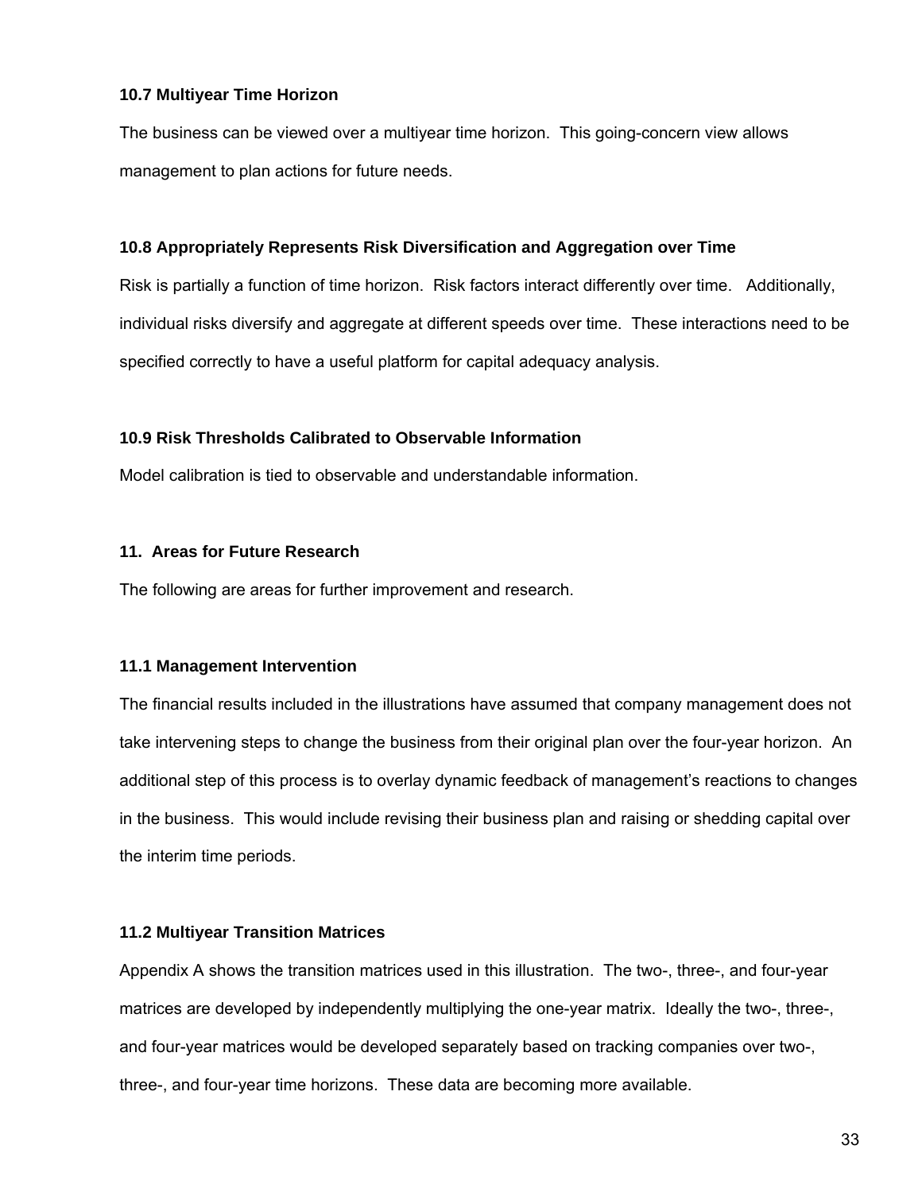### 10.7 Multiyear Time Horizon

The business can be viewed over a multiyear time horizon. This going-concern view allows management to plan actions for future needs.

### 10.8 Appropriately Represents Risk Diversification and Aggregation over Time

Risk is partially a function of time horizon. Risk factors interact differently over time. Additionally, individual risks diversify and aggregate at different speeds over time. These interactions need to be specified correctly to have a useful platform for capital adequacy analysis.

### 10.9 Risk Thresholds Calibrated to Observable Information

Model calibration is tied to observable and understandable information.

## 11. Areas for Future Research

The following are areas for further improvement and research.

### 11.1 Management Intervention

The financial results included in the illustrations have assumed that company management does not take intervening steps to change the business from their original plan over the four-year horizon. An additional step of this process is to overlay dynamic feedback of management's reactions to changes in the business. This would include revising their business plan and raising or shedding capital over the interim time periods.

### 11.2 Multiyear Transition Matrices

Appendix A shows the transition matrices used in this illustration. The two-, three-, and four-year matrices are developed by independently multiplying the one-year matrix. Ideally the two-, three-, and four-year matrices would be developed separately based on tracking companies over two-, three-, and four-year time horizons. These data are becoming more available.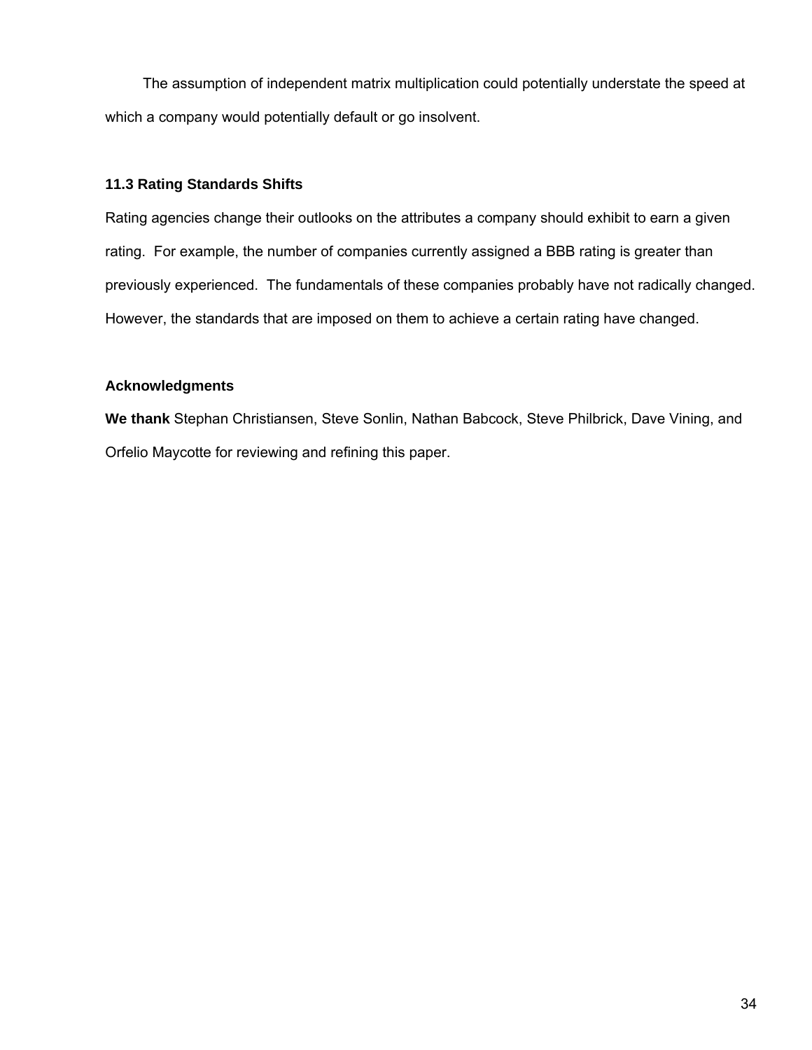The assumption of independent matrix multiplication could potentially understate the speed at which a company would potentially default or go insolvent.

### 11.3 Rating Standards Shifts

Rating agencies change their outlooks on the attributes a company should exhibit to earn a given rating. For example, the number of companies currently assigned a BBB rating is greater than previously experienced. The fundamentals of these companies probably have not radically changed. However, the standards that are imposed on them to achieve a certain rating have changed.

### Acknowledgments

**We thank** Stephan Christiansen, Steve Sonlin, Nathan Babcock, Steve Philbrick, Dave Vining, and Orfelio Maycotte for reviewing and refining this paper.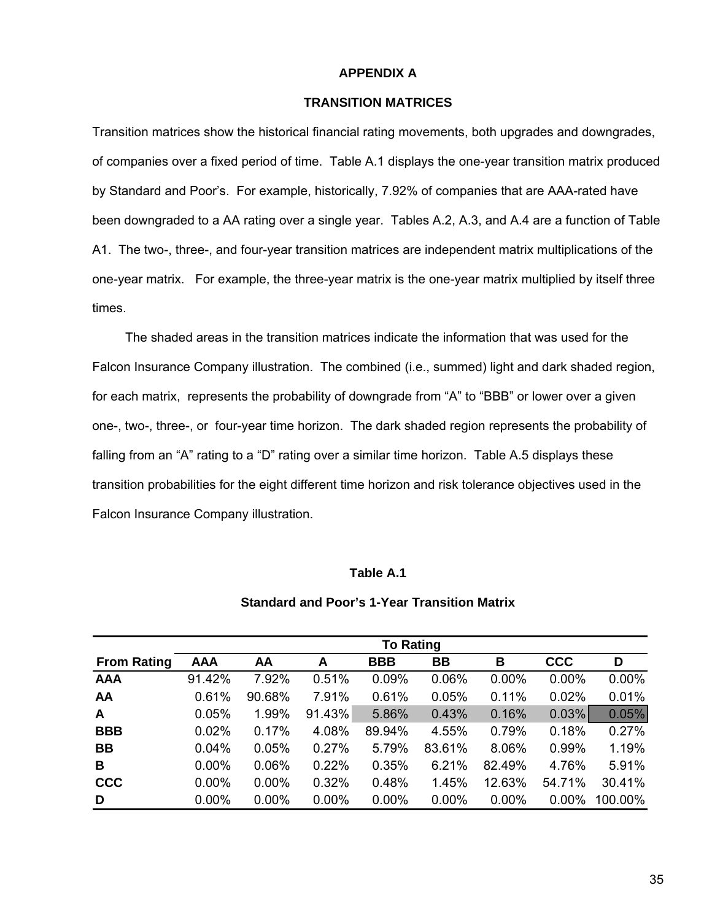# APPENDIX A

## TRANSITION MATRICES

Transition matrices show the historical financial rating movements, both upgrades and downgrades, of companies over a fixed period of time. Table A.1 displays the one-year transition matrix produced by Standard and Poor's. For example, historically, 7.92% of companies that are AAA-rated have been downgraded to a AA rating over a single year. Tables A.2, A.3, and A.4 are a function of Table A1. The two-, three-, and four-year transition matrices are independent matrix multiplications of the one-year matrix. For example, the three-year matrix is the one-year matrix multiplied by itself three times.

The shaded areas in the transition matrices indicate the information that was used for the Falcon Insurance Company illustration. The combined (i.e., summed) light and dark shaded region, for each matrix, represents the probability of downgrade from "A" to "BBB" or lower over a given one-, two-, three-, or four-year time horizon. The dark shaded region represents the probability of falling from an "A" rating to a "D" rating over a similar time horizon. Table A.5 displays these transition probabilities for the eight different time horizon and risk tolerance objectives used in the Falcon Insurance Company illustration.

**Table A.1**

**Standard and Poor's 1-Year Transition Matrix**

| | To Rating | | | | | | | |
|---|---|---|---|---|---|---|---|---|
| **From Rating** | **AAA** | **AA** | **A** | **BBB** | **BB** | **B** | **CCC** | **D** |
| **AAA** | 91.42% | 7.92% | 0.51% | 0.09% | 0.06% | 0.00% | 0.00% | 0.00% |
| **AA** | 0.61% | 90.68% | 7.91% | 0.61% | 0.05% | 0.11% | 0.02% | 0.01% |
| **A** | 0.05% | 1.99% | 91.43% | 5.86% | 0.43% | 0.16% | 0.03% | 0.05% |
| **BBB** | 0.02% | 0.17% | 4.08% | 89.94% | 4.55% | 0.79% | 0.18% | 0.27% |
| **BB** | 0.04% | 0.05% | 0.27% | 5.79% | 83.61% | 8.06% | 0.99% | 1.19% |
| **B** | 0.00% | 0.06% | 0.22% | 0.35% | 6.21% | 82.49% | 4.76% | 5.91% |
| **CCC** | 0.00% | 0.00% | 0.32% | 0.48% | 1.45% | 12.63% | 54.71% | 30.41% |
| **D** | 0.00% | 0.00% | 0.00% | 0.00% | 0.00% | 0.00% | 0.00% | 100.00% |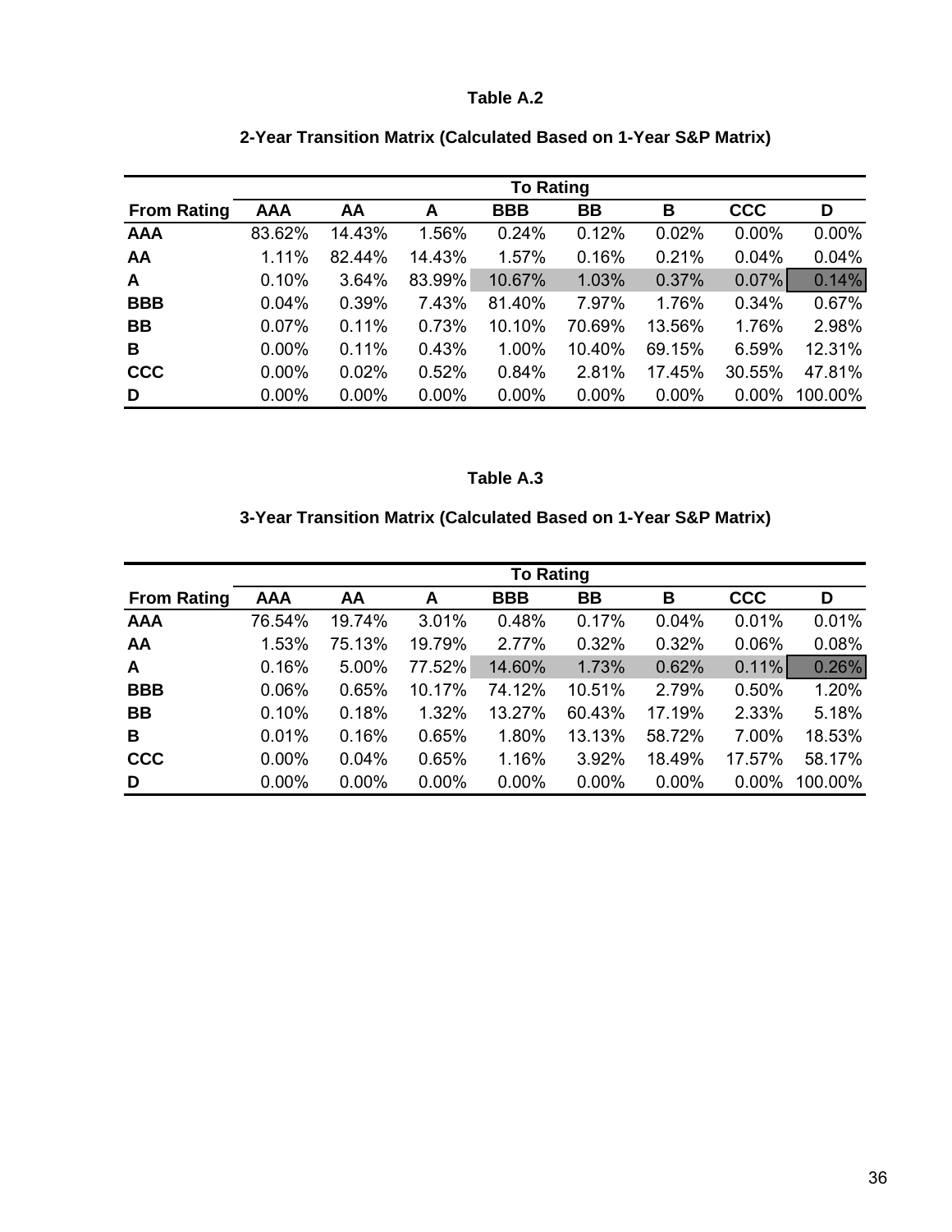### Table A.2

### 2-Year Transition Matrix (Calculated Based on 1-Year S&P Matrix)

| | To Rating | | | | | | | |
|---|---|---|---|---|---|---|---|---|
| **From Rating** | **AAA** | **AA** | **A** | **BBB** | **BB** | **B** | **CCC** | **D** |
| **AAA** | 83.62% | 14.43% | 1.56% | 0.24% | 0.12% | 0.02% | 0.00% | 0.00% |
| **AA** | 1.11% | 82.44% | 14.43% | 1.57% | 0.16% | 0.21% | 0.04% | 0.04% |
| **A** | 0.10% | 3.64% | 83.99% | 10.67% | 1.03% | 0.37% | 0.07% | 0.14% |
| **BBB** | 0.04% | 0.39% | 7.43% | 81.40% | 7.97% | 1.76% | 0.34% | 0.67% |
| **BB** | 0.07% | 0.11% | 0.73% | 10.10% | 70.69% | 13.56% | 1.76% | 2.98% |
| **B** | 0.00% | 0.11% | 0.43% | 1.00% | 10.40% | 69.15% | 6.59% | 12.31% |
| **CCC** | 0.00% | 0.02% | 0.52% | 0.84% | 2.81% | 17.45% | 30.55% | 47.81% |
| **D** | 0.00% | 0.00% | 0.00% | 0.00% | 0.00% | 0.00% | 0.00% | 100.00% |

### Table A.3

### 3-Year Transition Matrix (Calculated Based on 1-Year S&P Matrix)

| | To Rating | | | | | | | |
|---|---|---|---|---|---|---|---|---|
| **From Rating** | **AAA** | **AA** | **A** | **BBB** | **BB** | **B** | **CCC** | **D** |
| **AAA** | 76.54% | 19.74% | 3.01% | 0.48% | 0.17% | 0.04% | 0.01% | 0.01% |
| **AA** | 1.53% | 75.13% | 19.79% | 2.77% | 0.32% | 0.32% | 0.06% | 0.08% |
| **A** | 0.16% | 5.00% | 77.52% | 14.60% | 1.73% | 0.62% | 0.11% | 0.26% |
| **BBB** | 0.06% | 0.65% | 10.17% | 74.12% | 10.51% | 2.79% | 0.50% | 1.20% |
| **BB** | 0.10% | 0.18% | 1.32% | 13.27% | 60.43% | 17.19% | 2.33% | 5.18% |
| **B** | 0.01% | 0.16% | 0.65% | 1.80% | 13.13% | 58.72% | 7.00% | 18.53% |
| **CCC** | 0.00% | 0.04% | 0.65% | 1.16% | 3.92% | 18.49% | 17.57% | 58.17% |
| **D** | 0.00% | 0.00% | 0.00% | 0.00% | 0.00% | 0.00% | 0.00% | 100.00% |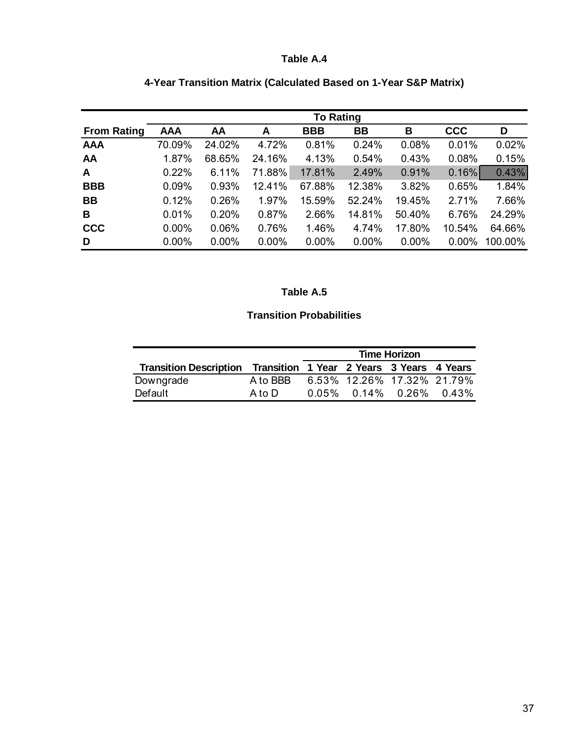**Table A.4**

**4-Year Transition Matrix (Calculated Based on 1-Year S&P Matrix)**

| | To Rating | | | | | | | |
|---|---|---|---|---|---|---|---|---|
| **From Rating** | **AAA** | **AA** | **A** | **BBB** | **BB** | **B** | **CCC** | **D** |
| **AAA** | 70.09% | 24.02% | 4.72% | 0.81% | 0.24% | 0.08% | 0.01% | 0.02% |
| **AA** | 1.87% | 68.65% | 24.16% | 4.13% | 0.54% | 0.43% | 0.08% | 0.15% |
| **A** | 0.22% | 6.11% | 71.88% | 17.81% | 2.49% | 0.91% | 0.16% | 0.43% |
| **BBB** | 0.09% | 0.93% | 12.41% | 67.88% | 12.38% | 3.82% | 0.65% | 1.84% |
| **BB** | 0.12% | 0.26% | 1.97% | 15.59% | 52.24% | 19.45% | 2.71% | 7.66% |
| **B** | 0.01% | 0.20% | 0.87% | 2.66% | 14.81% | 50.40% | 6.76% | 24.29% |
| **CCC** | 0.00% | 0.06% | 0.76% | 1.46% | 4.74% | 17.80% | 10.54% | 64.66% |
| **D** | 0.00% | 0.00% | 0.00% | 0.00% | 0.00% | 0.00% | 0.00% | 100.00% |

**Table A.5**

**Transition Probabilities**

| | | Time Horizon | | | |
|---|---|---|---|---|---|
| **Transition Description** | **Transition** | **1 Year** | **2 Years** | **3 Years** | **4 Years** |
| Downgrade | A to BBB | 6.53% | 12.26% | 17.32% | 21.79% |
| Default | A to D | 0.05% | 0.14% | 0.26% | 0.43% |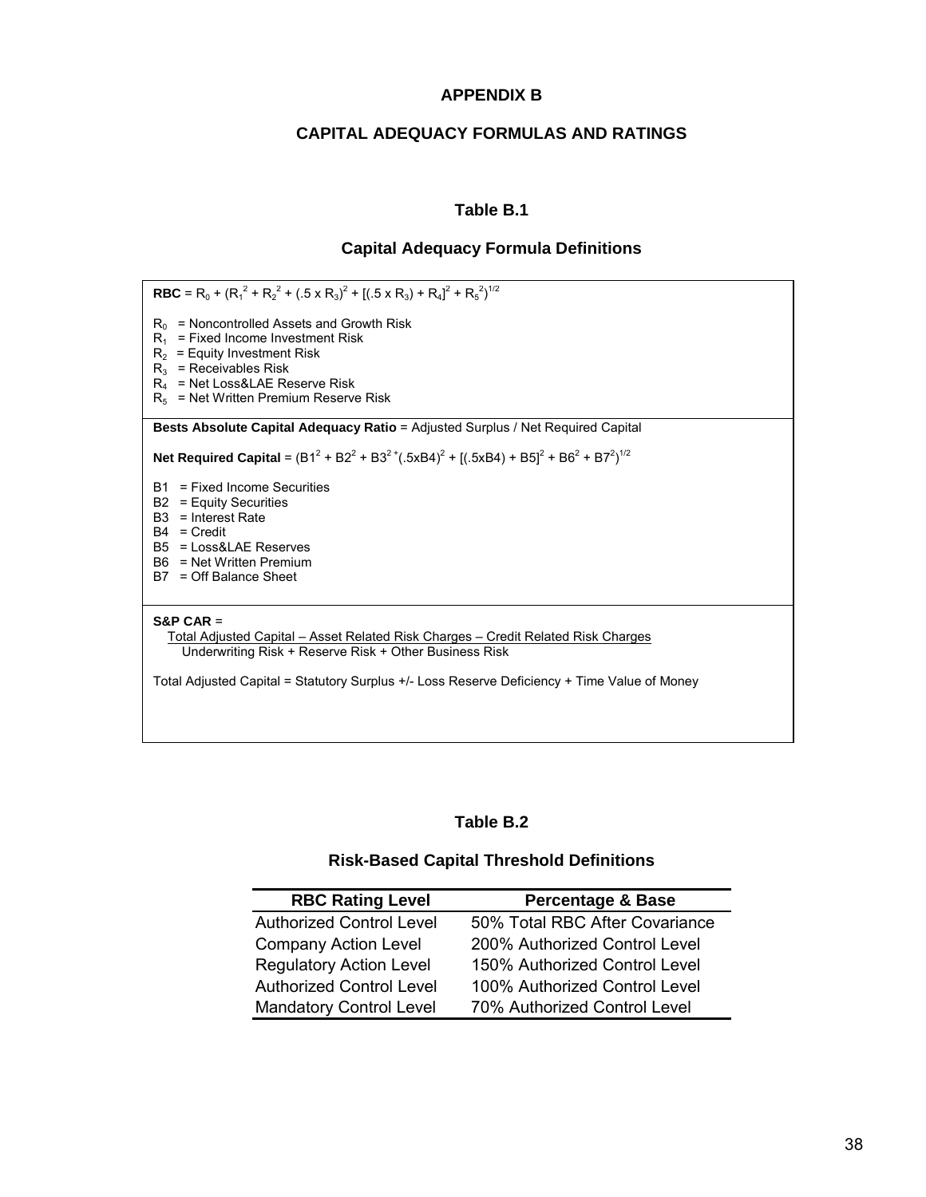# APPENDIX B

## CAPITAL ADEQUACY FORMULAS AND RATINGS

### Table B.1

### Capital Adequacy Formula Definitions

**RBC** = $R_0 + (R_1^2 + R_2^2 + (.5 \times R_3)^2 + [(.5 \times R_3) + R_4]^2 + R_5^2)^{1/2}$

$R_0$ = Noncontrolled Assets and Growth Risk
$R_1$ = Fixed Income Investment Risk
$R_2$ = Equity Investment Risk
$R_3$ = Receivables Risk
$R_4$ = Net Loss&LAE Reserve Risk
$R_5$ = Net Written Premium Reserve Risk

**Bests Absolute Capital Adequacy Ratio** = Adjusted Surplus / Net Required Capital

**Net Required Capital** = $(B1^2 + B2^2 + B3^{2+}(.5xB4)^2 + [(.5xB4) + B5]^2 + B6^2 + B7^2)^{1/2}$

B1 = Fixed Income Securities
B2 = Equity Securities
B3 = Interest Rate
B4 = Credit
B5 = Loss&LAE Reserves
B6 = Net Written Premium
B7 = Off Balance Sheet

**S&P CAR** =

$$\frac{\text{Total Adjusted Capital – Asset Related Risk Charges – Credit Related Risk Charges}}{\text{Underwriting Risk + Reserve Risk + Other Business Risk}}$$

Total Adjusted Capital = Statutory Surplus +/- Loss Reserve Deficiency + Time Value of Money

### Table B.2

### Risk-Based Capital Threshold Definitions

| RBC Rating Level | Percentage & Base |
|---|---|
| Authorized Control Level | 50% Total RBC After Covariance |
| Company Action Level | 200% Authorized Control Level |
| Regulatory Action Level | 150% Authorized Control Level |
| Authorized Control Level | 100% Authorized Control Level |
| Mandatory Control Level | 70% Authorized Control Level |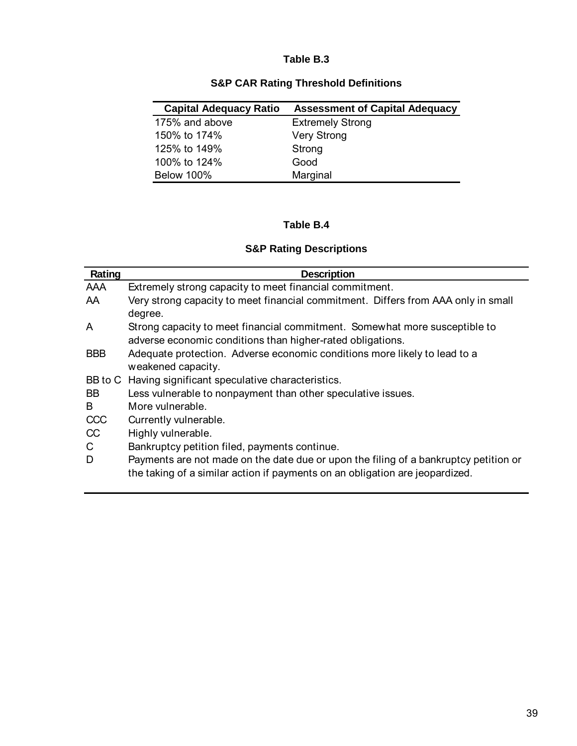**Table B.3**

**S&P CAR Rating Threshold Definitions**

| Capital Adequacy Ratio | Assessment of Capital Adequacy |
|---|---|
| 175% and above | Extremely Strong |
| 150% to 174% | Very Strong |
| 125% to 149% | Strong |
| 100% to 124% | Good |
| Below 100% | Marginal |

**Table B.4**

**S&P Rating Descriptions**

| Rating | Description |
|---|---|
| AAA | Extremely strong capacity to meet financial commitment. |
| AA | Very strong capacity to meet financial commitment. Differs from AAA only in small degree. |
| A | Strong capacity to meet financial commitment. Somewhat more susceptible to adverse economic conditions than higher-rated obligations. |
| BBB | Adequate protection. Adverse economic conditions more likely to lead to a weakened capacity. |
| BB to C | Having significant speculative characteristics. |
| BB | Less vulnerable to nonpayment than other speculative issues. |
| B | More vulnerable. |
| CCC | Currently vulnerable. |
| CC | Highly vulnerable. |
| C | Bankruptcy petition filed, payments continue. |
| D | Payments are not made on the date due or upon the filing of a bankruptcy petition or the taking of a similar action if payments on an obligation are jeopardized. |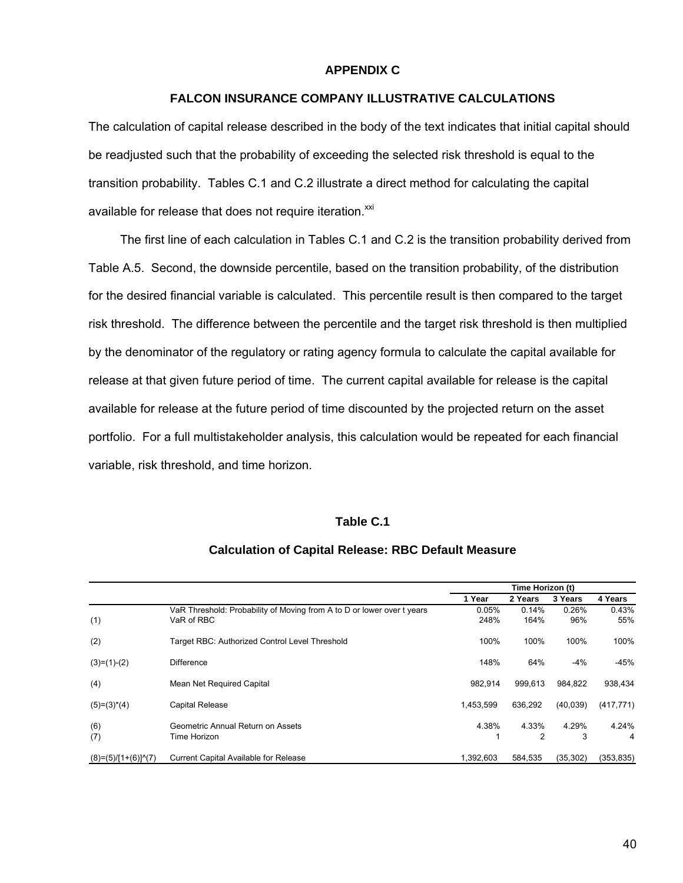## APPENDIX C

### FALCON INSURANCE COMPANY ILLUSTRATIVE CALCULATIONS

The calculation of capital release described in the body of the text indicates that initial capital should be readjusted such that the probability of exceeding the selected risk threshold is equal to the transition probability. Tables C.1 and C.2 illustrate a direct method for calculating the capital available for release that does not require iteration.[xxi]

The first line of each calculation in Tables C.1 and C.2 is the transition probability derived from Table A.5. Second, the downside percentile, based on the transition probability, of the distribution for the desired financial variable is calculated. This percentile result is then compared to the target risk threshold. The difference between the percentile and the target risk threshold is then multiplied by the denominator of the regulatory or rating agency formula to calculate the capital available for release at that given future period of time. The current capital available for release is the capital available for release at the future period of time discounted by the projected return on the asset portfolio. For a full multistakeholder analysis, this calculation would be repeated for each financial variable, risk threshold, and time horizon.

**Table C.1**

**Calculation of Capital Release: RBC Default Measure**

| | | Time Horizon (t) | | | |
|---|---|---|---|---|---|
| | | 1 Year | 2 Years | 3 Years | 4 Years |
| | VaR Threshold: Probability of Moving from A to D or lower over t years | 0.05% | 0.14% | 0.26% | 0.43% |
| (1) | VaR of RBC | 248% | 164% | 96% | 55% |
| (2) | Target RBC: Authorized Control Level Threshold | 100% | 100% | 100% | 100% |
| (3)=(1)-(2) | Difference | 148% | 64% | -4% | -45% |
| (4) | Mean Net Required Capital | 982,914 | 999,613 | 984,822 | 938,434 |
| (5)=(3)*(4) | Capital Release | 1,453,599 | 636,292 | (40,039) | (417,771) |
| (6) | Geometric Annual Return on Assets | 4.38% | 4.33% | 4.29% | 4.24% |
| (7) | Time Horizon | 1 | 2 | 3 | 4 |
| (8)=(5)/[1+(6)]^(7) | Current Capital Available for Release | 1,392,603 | 584,535 | (35,302) | (353,835) |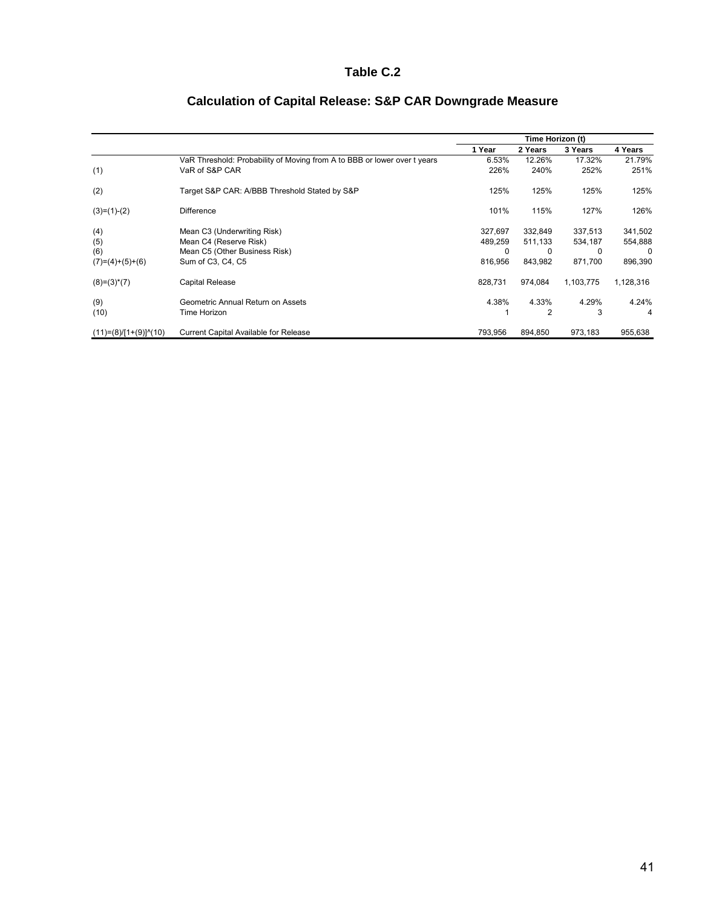# Table C.2

## Calculation of Capital Release: S&P CAR Downgrade Measure

| | | Time Horizon (t) | | | |
|---|---|---|---|---|---|
| | | 1 Year | 2 Years | 3 Years | 4 Years |
| | VaR Threshold: Probability of Moving from A to BBB or lower over t years | 6.53% | 12.26% | 17.32% | 21.79% |
| (1) | VaR of S&P CAR | 226% | 240% | 252% | 251% |
| (2) | Target S&P CAR: A/BBB Threshold Stated by S&P | 125% | 125% | 125% | 125% |
| (3)=(1)-(2) | Difference | 101% | 115% | 127% | 126% |
| (4) | Mean C3 (Underwriting Risk) | 327,697 | 332,849 | 337,513 | 341,502 |
| (5) | Mean C4 (Reserve Risk) | 489,259 | 511,133 | 534,187 | 554,888 |
| (6) | Mean C5 (Other Business Risk) | 0 | 0 | 0 | 0 |
| (7)=(4)+(5)+(6) | Sum of C3, C4, C5 | 816,956 | 843,982 | 871,700 | 896,390 |
| (8)=(3)*(7) | Capital Release | 828,731 | 974,084 | 1,103,775 | 1,128,316 |
| (9) | Geometric Annual Return on Assets | 4.38% | 4.33% | 4.29% | 4.24% |
| (10) | Time Horizon | 1 | 2 | 3 | 4 |
| (11)=(8)/[1+(9)]^(10) | Current Capital Available for Release | 793,956 | 894,850 | 973,183 | 955,638 |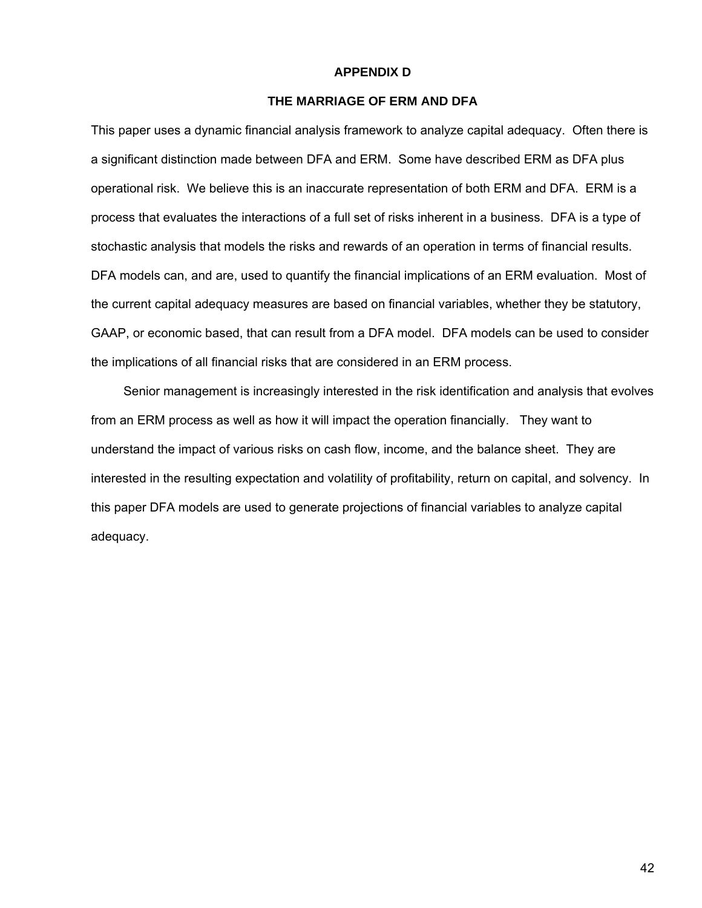# APPENDIX D

## THE MARRIAGE OF ERM AND DFA

This paper uses a dynamic financial analysis framework to analyze capital adequacy. Often there is a significant distinction made between DFA and ERM. Some have described ERM as DFA plus operational risk. We believe this is an inaccurate representation of both ERM and DFA. ERM is a process that evaluates the interactions of a full set of risks inherent in a business. DFA is a type of stochastic analysis that models the risks and rewards of an operation in terms of financial results. DFA models can, and are, used to quantify the financial implications of an ERM evaluation. Most of the current capital adequacy measures are based on financial variables, whether they be statutory, GAAP, or economic based, that can result from a DFA model. DFA models can be used to consider the implications of all financial risks that are considered in an ERM process.

Senior management is increasingly interested in the risk identification and analysis that evolves from an ERM process as well as how it will impact the operation financially. They want to understand the impact of various risks on cash flow, income, and the balance sheet. They are interested in the resulting expectation and volatility of profitability, return on capital, and solvency. In this paper DFA models are used to generate projections of financial variables to analyze capital adequacy.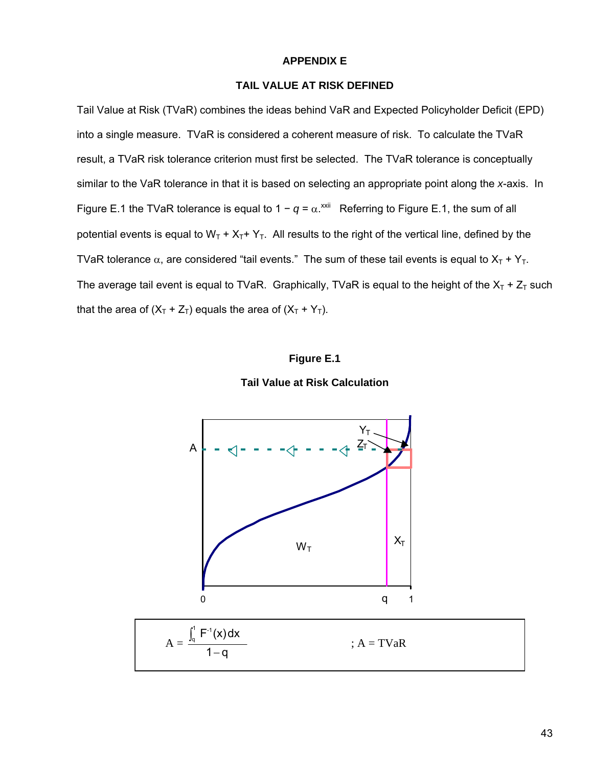## APPENDIX E

### TAIL VALUE AT RISK DEFINED

Tail Value at Risk (TVaR) combines the ideas behind VaR and Expected Policyholder Deficit (EPD) into a single measure. TVaR is considered a coherent measure of risk. To calculate the TVaR result, a TVaR risk tolerance criterion must first be selected. The TVaR tolerance is conceptually similar to the VaR tolerance in that it is based on selecting an appropriate point along the *x*-axis. In Figure E.1 the TVaR tolerance is equal to $1 - q = \alpha$.[xxii] Referring to Figure E.1, the sum of all potential events is equal to $W_T + X_T + Y_T$. All results to the right of the vertical line, defined by the TVaR tolerance $\alpha$, are considered "tail events." The sum of these tail events is equal to $X_T + Y_T$. The average tail event is equal to TVaR. Graphically, TVaR is equal to the height of the $X_T + Z_T$ such that the area of $(X_T + Z_T)$ equals the area of $(X_T + Y_T)$.

**Figure E.1**

**Tail Value at Risk Calculation**

$$A = \frac{\int_q^1 F^{-1}(x)\,dx}{1-q} \quad ; A = \text{TVaR}$$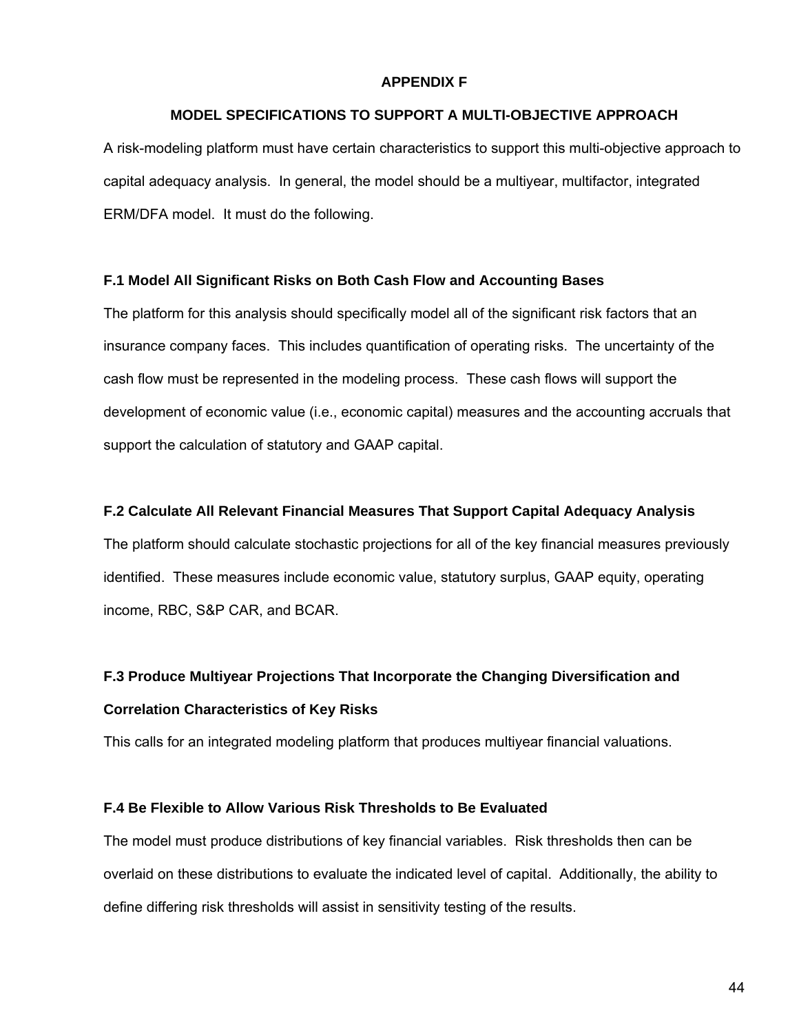## APPENDIX F

## MODEL SPECIFICATIONS TO SUPPORT A MULTI-OBJECTIVE APPROACH

A risk-modeling platform must have certain characteristics to support this multi-objective approach to capital adequacy analysis. In general, the model should be a multiyear, multifactor, integrated ERM/DFA model. It must do the following.

### F.1 Model All Significant Risks on Both Cash Flow and Accounting Bases

The platform for this analysis should specifically model all of the significant risk factors that an insurance company faces. This includes quantification of operating risks. The uncertainty of the cash flow must be represented in the modeling process. These cash flows will support the development of economic value (i.e., economic capital) measures and the accounting accruals that support the calculation of statutory and GAAP capital.

### F.2 Calculate All Relevant Financial Measures That Support Capital Adequacy Analysis

The platform should calculate stochastic projections for all of the key financial measures previously identified. These measures include economic value, statutory surplus, GAAP equity, operating income, RBC, S&P CAR, and BCAR.

### F.3 Produce Multiyear Projections That Incorporate the Changing Diversification and Correlation Characteristics of Key Risks

This calls for an integrated modeling platform that produces multiyear financial valuations.

### F.4 Be Flexible to Allow Various Risk Thresholds to Be Evaluated

The model must produce distributions of key financial variables. Risk thresholds then can be overlaid on these distributions to evaluate the indicated level of capital. Additionally, the ability to define differing risk thresholds will assist in sensitivity testing of the results.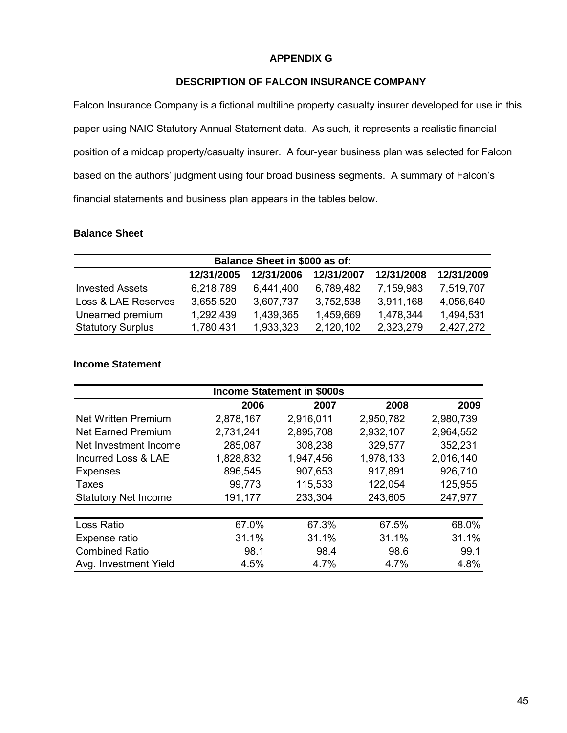# APPENDIX G

## DESCRIPTION OF FALCON INSURANCE COMPANY

Falcon Insurance Company is a fictional multiline property casualty insurer developed for use in this paper using NAIC Statutory Annual Statement data. As such, it represents a realistic financial position of a midcap property/casualty insurer. A four-year business plan was selected for Falcon based on the authors' judgment using four broad business segments. A summary of Falcon's financial statements and business plan appears in the tables below.

### Balance Sheet

| Balance Sheet in $000 as of: | | | | | |
|---|---|---|---|---|---|
| | 12/31/2005 | 12/31/2006 | 12/31/2007 | 12/31/2008 | 12/31/2009 |
| Invested Assets | 6,218,789 | 6,441,400 | 6,789,482 | 7,159,983 | 7,519,707 |
| Loss & LAE Reserves | 3,655,520 | 3,607,737 | 3,752,538 | 3,911,168 | 4,056,640 |
| Unearned premium | 1,292,439 | 1,439,365 | 1,459,669 | 1,478,344 | 1,494,531 |
| Statutory Surplus | 1,780,431 | 1,933,323 | 2,120,102 | 2,323,279 | 2,427,272 |

### Income Statement

| Income Statement in $000s | | | | |
|---|---|---|---|---|
| | 2006 | 2007 | 2008 | 2009 |
| Net Written Premium | 2,878,167 | 2,916,011 | 2,950,782 | 2,980,739 |
| Net Earned Premium | 2,731,241 | 2,895,708 | 2,932,107 | 2,964,552 |
| Net Investment Income | 285,087 | 308,238 | 329,577 | 352,231 |
| Incurred Loss & LAE | 1,828,832 | 1,947,456 | 1,978,133 | 2,016,140 |
| Expenses | 896,545 | 907,653 | 917,891 | 926,710 |
| Taxes | 99,773 | 115,533 | 122,054 | 125,955 |
| Statutory Net Income | 191,177 | 233,304 | 243,605 | 247,977 |
| | | | | |
| Loss Ratio | 67.0% | 67.3% | 67.5% | 68.0% |
| Expense ratio | 31.1% | 31.1% | 31.1% | 31.1% |
| Combined Ratio | 98.1 | 98.4 | 98.6 | 99.1 |
| Avg. Investment Yield | 4.5% | 4.7% | 4.7% | 4.8% |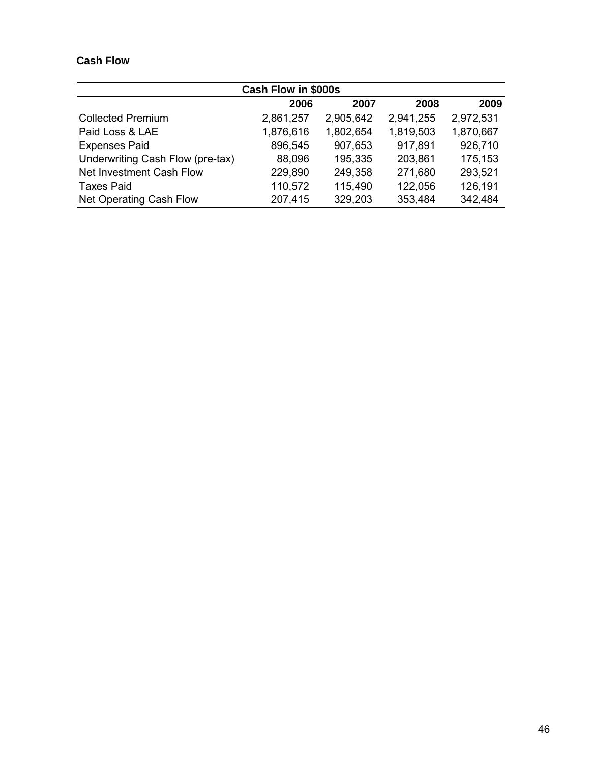**Cash Flow**

| Cash Flow in $000s | | | | |
|---|---|---|---|---|
| | 2006 | 2007 | 2008 | 2009 |
| Collected Premium | 2,861,257 | 2,905,642 | 2,941,255 | 2,972,531 |
| Paid Loss & LAE | 1,876,616 | 1,802,654 | 1,819,503 | 1,870,667 |
| Expenses Paid | 896,545 | 907,653 | 917,891 | 926,710 |
| Underwriting Cash Flow (pre-tax) | 88,096 | 195,335 | 203,861 | 175,153 |
| Net Investment Cash Flow | 229,890 | 249,358 | 271,680 | 293,521 |
| Taxes Paid | 110,572 | 115,490 | 122,056 | 126,191 |
| Net Operating Cash Flow | 207,415 | 329,203 | 353,484 | 342,484 |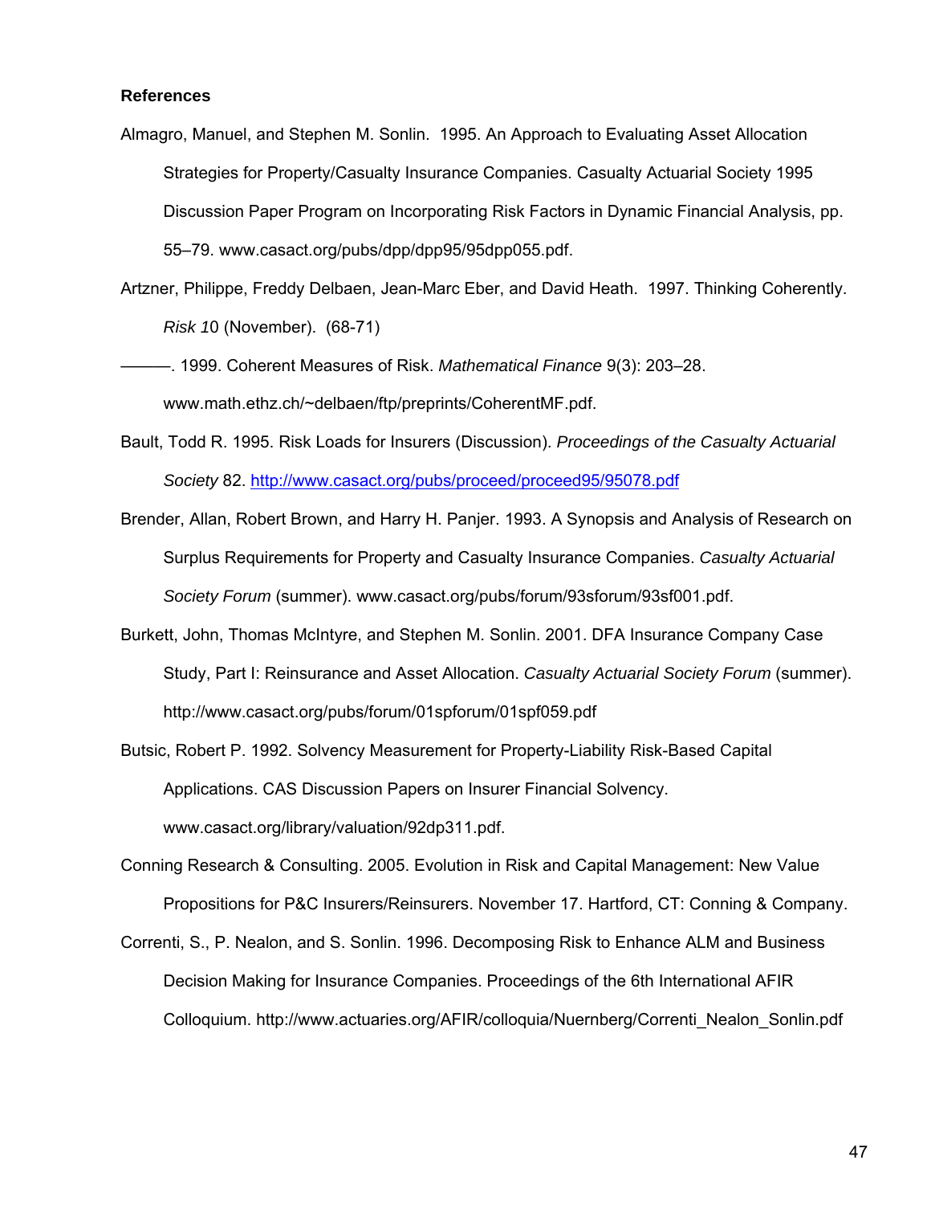**References**

Almagro, Manuel, and Stephen M. Sonlin. 1995. An Approach to Evaluating Asset Allocation Strategies for Property/Casualty Insurance Companies. Casualty Actuarial Society 1995 Discussion Paper Program on Incorporating Risk Factors in Dynamic Financial Analysis, pp. 55–79. www.casact.org/pubs/dpp/dpp95/95dpp055.pdf.

Artzner, Philippe, Freddy Delbaen, Jean-Marc Eber, and David Heath. 1997. Thinking Coherently. *Risk 1*0 (November). (68-71)

———. 1999. Coherent Measures of Risk. *Mathematical Finance* 9(3): 203–28. www.math.ethz.ch/~delbaen/ftp/preprints/CoherentMF.pdf.

Bault, Todd R. 1995. Risk Loads for Insurers (Discussion). *Proceedings of the Casualty Actuarial Society* 82. http://www.casact.org/pubs/proceed/proceed95/95078.pdf

Brender, Allan, Robert Brown, and Harry H. Panjer. 1993. A Synopsis and Analysis of Research on Surplus Requirements for Property and Casualty Insurance Companies. *Casualty Actuarial Society Forum* (summer). www.casact.org/pubs/forum/93sforum/93sf001.pdf.

Burkett, John, Thomas McIntyre, and Stephen M. Sonlin. 2001. DFA Insurance Company Case Study, Part I: Reinsurance and Asset Allocation. *Casualty Actuarial Society Forum* (summer). http://www.casact.org/pubs/forum/01spforum/01spf059.pdf

Butsic, Robert P. 1992. Solvency Measurement for Property-Liability Risk-Based Capital Applications. CAS Discussion Papers on Insurer Financial Solvency. www.casact.org/library/valuation/92dp311.pdf.

Conning Research & Consulting. 2005. Evolution in Risk and Capital Management: New Value Propositions for P&C Insurers/Reinsurers. November 17. Hartford, CT: Conning & Company.

Correnti, S., P. Nealon, and S. Sonlin. 1996. Decomposing Risk to Enhance ALM and Business Decision Making for Insurance Companies. Proceedings of the 6th International AFIR Colloquium. http://www.actuaries.org/AFIR/colloquia/Nuernberg/Correnti_Nealon_Sonlin.pdf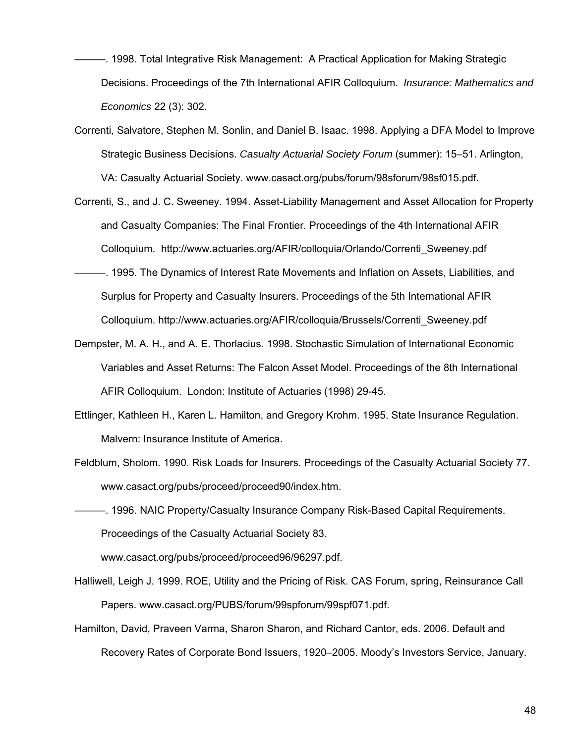———. 1998. Total Integrative Risk Management: A Practical Application for Making Strategic Decisions. Proceedings of the 7th International AFIR Colloquium. *Insurance: Mathematics and Economics* 22 (3): 302.

Correnti, Salvatore, Stephen M. Sonlin, and Daniel B. Isaac. 1998. Applying a DFA Model to Improve Strategic Business Decisions. *Casualty Actuarial Society Forum* (summer): 15–51. Arlington, VA: Casualty Actuarial Society. www.casact.org/pubs/forum/98sforum/98sf015.pdf.

Correnti, S., and J. C. Sweeney. 1994. Asset-Liability Management and Asset Allocation for Property and Casualty Companies: The Final Frontier. Proceedings of the 4th International AFIR Colloquium. http://www.actuaries.org/AFIR/colloquia/Orlando/Correnti_Sweeney.pdf

———. 1995. The Dynamics of Interest Rate Movements and Inflation on Assets, Liabilities, and Surplus for Property and Casualty Insurers. Proceedings of the 5th International AFIR Colloquium. http://www.actuaries.org/AFIR/colloquia/Brussels/Correnti_Sweeney.pdf

Dempster, M. A. H., and A. E. Thorlacius. 1998. Stochastic Simulation of International Economic Variables and Asset Returns: The Falcon Asset Model. Proceedings of the 8th International AFIR Colloquium. London: Institute of Actuaries (1998) 29-45.

Ettlinger, Kathleen H., Karen L. Hamilton, and Gregory Krohm. 1995. State Insurance Regulation. Malvern: Insurance Institute of America.

Feldblum, Sholom. 1990. Risk Loads for Insurers. Proceedings of the Casualty Actuarial Society 77. www.casact.org/pubs/proceed/proceed90/index.htm.

———. 1996. NAIC Property/Casualty Insurance Company Risk-Based Capital Requirements. Proceedings of the Casualty Actuarial Society 83. www.casact.org/pubs/proceed/proceed96/96297.pdf.

Halliwell, Leigh J. 1999. ROE, Utility and the Pricing of Risk. CAS Forum, spring, Reinsurance Call Papers. www.casact.org/PUBS/forum/99spforum/99spf071.pdf.

Hamilton, David, Praveen Varma, Sharon Sharon, and Richard Cantor, eds. 2006. Default and Recovery Rates of Corporate Bond Issuers, 1920–2005. Moody's Investors Service, January.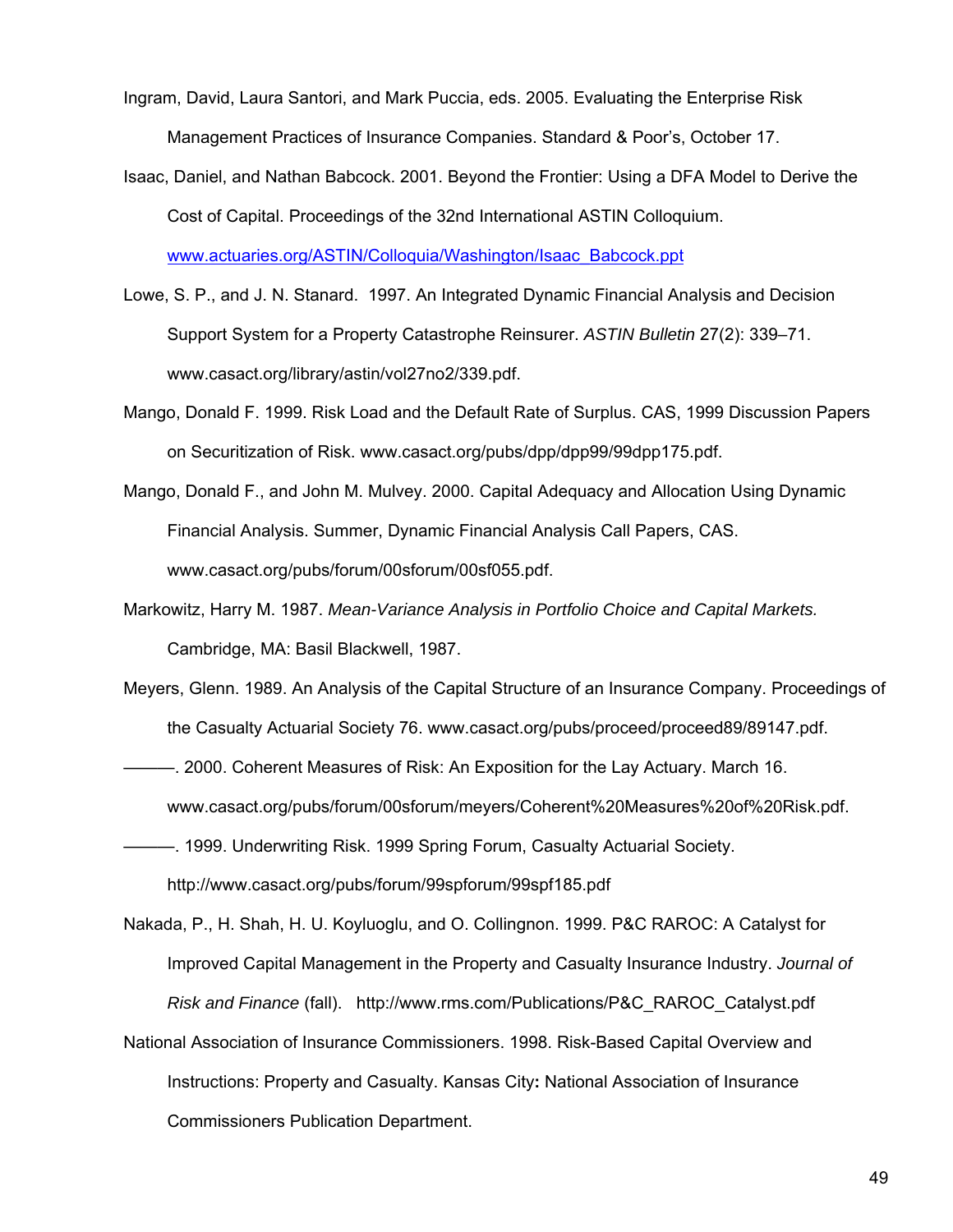Ingram, David, Laura Santori, and Mark Puccia, eds. 2005. Evaluating the Enterprise Risk Management Practices of Insurance Companies. Standard & Poor's, October 17.

Isaac, Daniel, and Nathan Babcock. 2001. Beyond the Frontier: Using a DFA Model to Derive the Cost of Capital. Proceedings of the 32nd International ASTIN Colloquium. www.actuaries.org/ASTIN/Colloquia/Washington/Isaac_Babcock.ppt

Lowe, S. P., and J. N. Stanard. 1997. An Integrated Dynamic Financial Analysis and Decision Support System for a Property Catastrophe Reinsurer. *ASTIN Bulletin* 27(2): 339–71. www.casact.org/library/astin/vol27no2/339.pdf.

Mango, Donald F. 1999. Risk Load and the Default Rate of Surplus. CAS, 1999 Discussion Papers on Securitization of Risk. www.casact.org/pubs/dpp/dpp99/99dpp175.pdf.

Mango, Donald F., and John M. Mulvey. 2000. Capital Adequacy and Allocation Using Dynamic Financial Analysis. Summer, Dynamic Financial Analysis Call Papers, CAS. www.casact.org/pubs/forum/00sforum/00sf055.pdf.

Markowitz, Harry M. 1987. *Mean-Variance Analysis in Portfolio Choice and Capital Markets.* Cambridge, MA: Basil Blackwell, 1987.

Meyers, Glenn. 1989. An Analysis of the Capital Structure of an Insurance Company. Proceedings of the Casualty Actuarial Society 76. www.casact.org/pubs/proceed/proceed89/89147.pdf.

———. 2000. Coherent Measures of Risk: An Exposition for the Lay Actuary. March 16. www.casact.org/pubs/forum/00sforum/meyers/Coherent%20Measures%20of%20Risk.pdf.

———. 1999. Underwriting Risk. 1999 Spring Forum, Casualty Actuarial Society. http://www.casact.org/pubs/forum/99spforum/99spf185.pdf

Nakada, P., H. Shah, H. U. Koyluoglu, and O. Collingnon. 1999. P&C RAROC: A Catalyst for Improved Capital Management in the Property and Casualty Insurance Industry. *Journal of Risk and Finance* (fall). http://www.rms.com/Publications/P&C_RAROC_Catalyst.pdf

National Association of Insurance Commissioners. 1998. Risk-Based Capital Overview and Instructions: Property and Casualty. Kansas City: National Association of Insurance Commissioners Publication Department.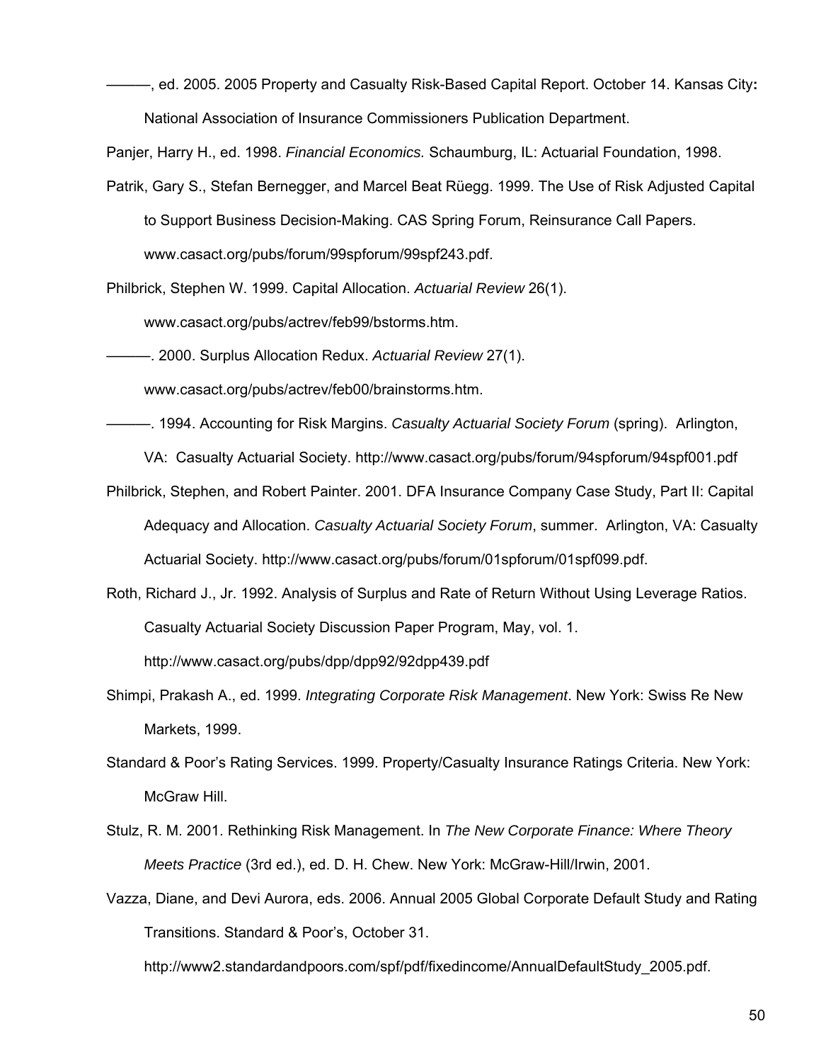———, ed. 2005. 2005 Property and Casualty Risk-Based Capital Report. October 14. Kansas City**:** National Association of Insurance Commissioners Publication Department.

Panjer, Harry H., ed. 1998. *Financial Economics.* Schaumburg, IL: Actuarial Foundation, 1998.

Patrik, Gary S., Stefan Bernegger, and Marcel Beat Rüegg. 1999. The Use of Risk Adjusted Capital to Support Business Decision-Making. CAS Spring Forum, Reinsurance Call Papers. www.casact.org/pubs/forum/99spforum/99spf243.pdf.

Philbrick, Stephen W. 1999. Capital Allocation. *Actuarial Review* 26(1). www.casact.org/pubs/actrev/feb99/bstorms.htm.

———. 2000. Surplus Allocation Redux. *Actuarial Review* 27(1). www.casact.org/pubs/actrev/feb00/brainstorms.htm.

———. 1994. Accounting for Risk Margins. *Casualty Actuarial Society Forum* (spring). Arlington, VA: Casualty Actuarial Society. http://www.casact.org/pubs/forum/94spforum/94spf001.pdf

Philbrick, Stephen, and Robert Painter. 2001. DFA Insurance Company Case Study, Part II: Capital Adequacy and Allocation. *Casualty Actuarial Society Forum*, summer. Arlington, VA: Casualty Actuarial Society. http://www.casact.org/pubs/forum/01spforum/01spf099.pdf.

Roth, Richard J., Jr. 1992. Analysis of Surplus and Rate of Return Without Using Leverage Ratios. Casualty Actuarial Society Discussion Paper Program, May, vol. 1. http://www.casact.org/pubs/dpp/dpp92/92dpp439.pdf

Shimpi, Prakash A., ed. 1999. *Integrating Corporate Risk Management*. New York: Swiss Re New Markets, 1999.

Standard & Poor's Rating Services. 1999. Property/Casualty Insurance Ratings Criteria. New York: McGraw Hill.

Stulz, R. M. 2001. Rethinking Risk Management. In *The New Corporate Finance: Where Theory Meets Practice* (3rd ed.), ed. D. H. Chew. New York: McGraw-Hill/Irwin, 2001.

Vazza, Diane, and Devi Aurora, eds. 2006. Annual 2005 Global Corporate Default Study and Rating Transitions. Standard & Poor's, October 31. http://www2.standardandpoors.com/spf/pdf/fixedincome/AnnualDefaultStudy_2005.pdf.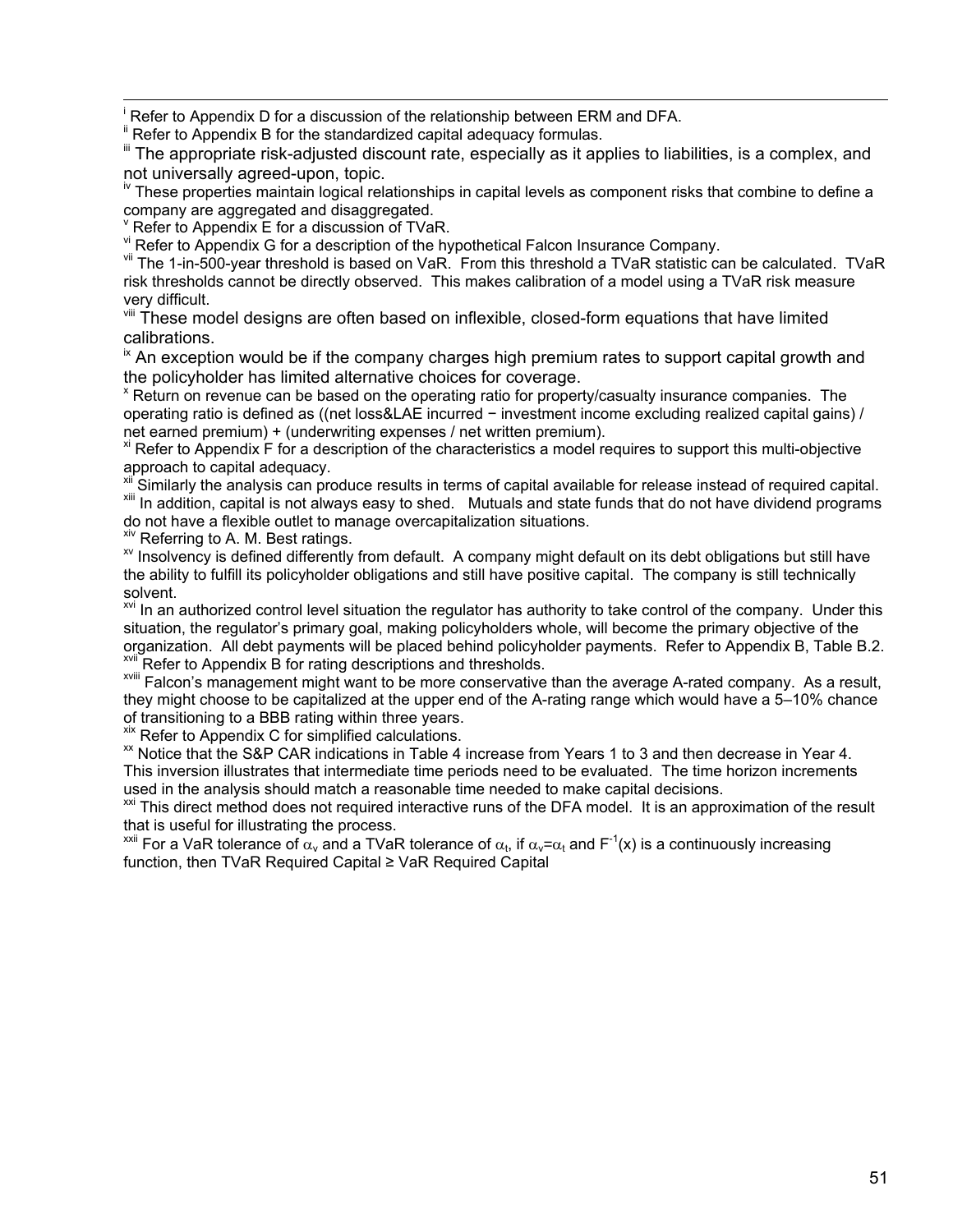[i] Refer to Appendix D for a discussion of the relationship between ERM and DFA.
[ii] Refer to Appendix B for the standardized capital adequacy formulas.
[iii] The appropriate risk-adjusted discount rate, especially as it applies to liabilities, is a complex, and not universally agreed-upon, topic.
[iv] These properties maintain logical relationships in capital levels as component risks that combine to define a company are aggregated and disaggregated.
[v] Refer to Appendix E for a discussion of TVaR.
[vi] Refer to Appendix G for a description of the hypothetical Falcon Insurance Company.
[vii] The 1-in-500-year threshold is based on VaR. From this threshold a TVaR statistic can be calculated. TVaR risk thresholds cannot be directly observed. This makes calibration of a model using a TVaR risk measure very difficult.
[viii] These model designs are often based on inflexible, closed-form equations that have limited calibrations.
[ix] An exception would be if the company charges high premium rates to support capital growth and the policyholder has limited alternative choices for coverage.
[x] Return on revenue can be based on the operating ratio for property/casualty insurance companies. The operating ratio is defined as ((net loss&LAE incurred − investment income excluding realized capital gains) / net earned premium) + (underwriting expenses / net written premium).
[xi] Refer to Appendix F for a description of the characteristics a model requires to support this multi-objective approach to capital adequacy.
[xii] Similarly the analysis can produce results in terms of capital available for release instead of required capital.
[xiii] In addition, capital is not always easy to shed. Mutuals and state funds that do not have dividend programs do not have a flexible outlet to manage overcapitalization situations.
[xiv] Referring to A. M. Best ratings.
[xv] Insolvency is defined differently from default. A company might default on its debt obligations but still have the ability to fulfill its policyholder obligations and still have positive capital. The company is still technically solvent.
[xvi] In an authorized control level situation the regulator has authority to take control of the company. Under this situation, the regulator's primary goal, making policyholders whole, will become the primary objective of the organization. All debt payments will be placed behind policyholder payments. Refer to Appendix B, Table B.2.
[xvii] Refer to Appendix B for rating descriptions and thresholds.
[xviii] Falcon's management might want to be more conservative than the average A-rated company. As a result, they might choose to be capitalized at the upper end of the A-rating range which would have a 5–10% chance of transitioning to a BBB rating within three years.
[xix] Refer to Appendix C for simplified calculations.
[xx] Notice that the S&P CAR indications in Table 4 increase from Years 1 to 3 and then decrease in Year 4. This inversion illustrates that intermediate time periods need to be evaluated. The time horizon increments used in the analysis should match a reasonable time needed to make capital decisions.
[xxi] This direct method does not required interactive runs of the DFA model. It is an approximation of the result that is useful for illustrating the process.
[xxii] For a VaR tolerance of $\alpha_v$ and a TVaR tolerance of $\alpha_t$, if $\alpha_v=\alpha_t$ and $F^{-1}(x)$ is a continuously increasing function, then TVaR Required Capital ≥ VaR Required Capital